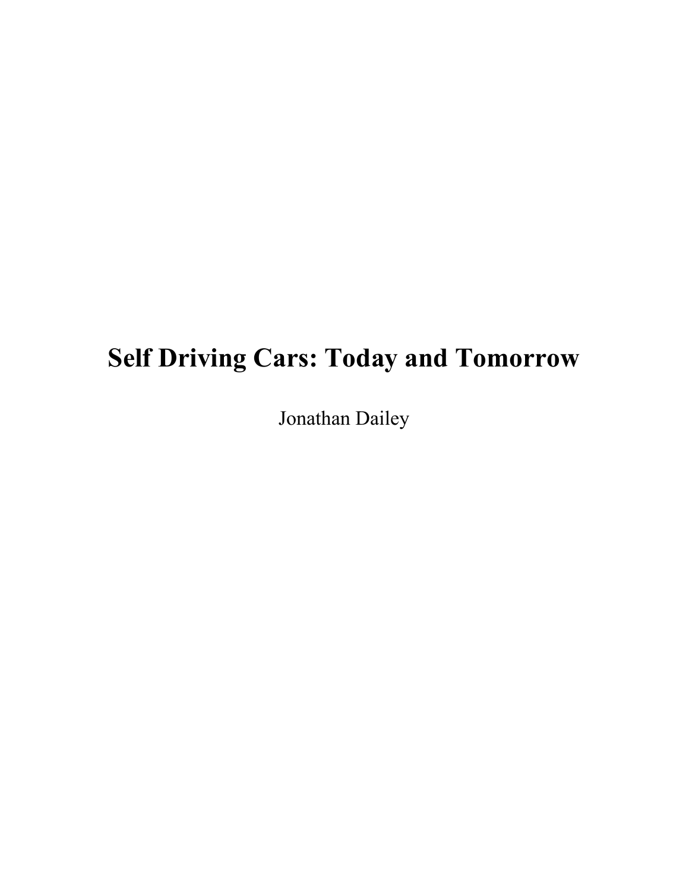# Self Driving Cars: Today and Tomorrow

Jonathan Dailey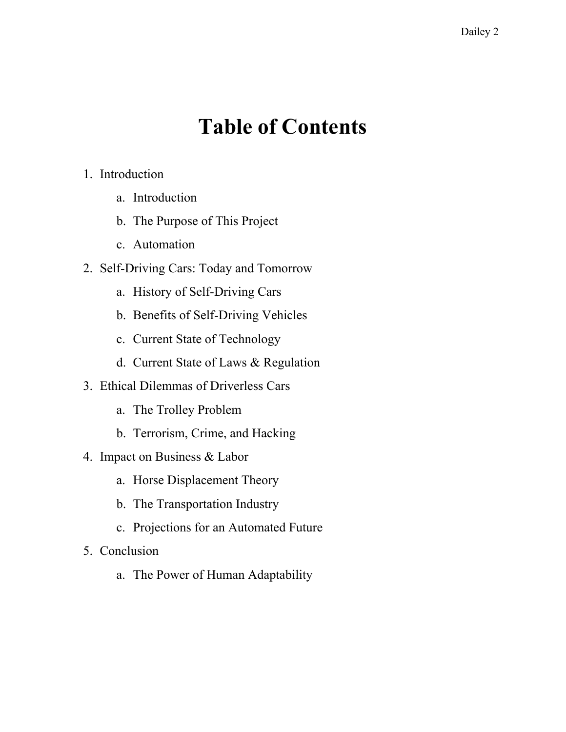# Table of Contents

1. Introduction
    a. Introduction
    b. The Purpose of This Project
    c. Automation
2. Self-Driving Cars: Today and Tomorrow
    a. History of Self-Driving Cars
    b. Benefits of Self-Driving Vehicles
    c. Current State of Technology
    d. Current State of Laws & Regulation
3. Ethical Dilemmas of Driverless Cars
    a. The Trolley Problem
    b. Terrorism, Crime, and Hacking
4. Impact on Business & Labor
    a. Horse Displacement Theory
    b. The Transportation Industry
    c. Projections for an Automated Future
5. Conclusion
    a. The Power of Human Adaptability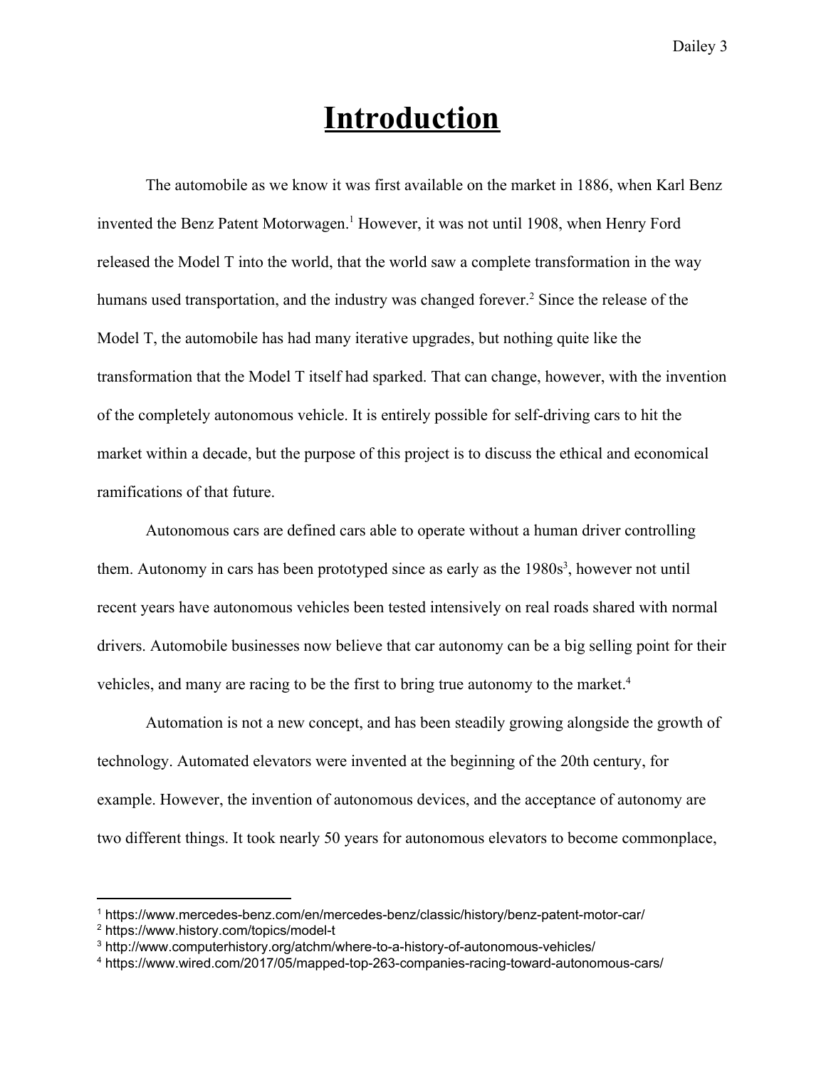# Introduction

The automobile as we know it was first available on the market in 1886, when Karl Benz invented the Benz Patent Motorwagen.[1] However, it was not until 1908, when Henry Ford released the Model T into the world, that the world saw a complete transformation in the way humans used transportation, and the industry was changed forever.[2] Since the release of the Model T, the automobile has had many iterative upgrades, but nothing quite like the transformation that the Model T itself had sparked. That can change, however, with the invention of the completely autonomous vehicle. It is entirely possible for self-driving cars to hit the market within a decade, but the purpose of this project is to discuss the ethical and economical ramifications of that future.

Autonomous cars are defined cars able to operate without a human driver controlling them. Autonomy in cars has been prototyped since as early as the 1980s[3], however not until recent years have autonomous vehicles been tested intensively on real roads shared with normal drivers. Automobile businesses now believe that car autonomy can be a big selling point for their vehicles, and many are racing to be the first to bring true autonomy to the market.[4]

Automation is not a new concept, and has been steadily growing alongside the growth of technology. Automated elevators were invented at the beginning of the 20th century, for example. However, the invention of autonomous devices, and the acceptance of autonomy are two different things. It took nearly 50 years for autonomous elevators to become commonplace,

---

[1] https://www.mercedes-benz.com/en/mercedes-benz/classic/history/benz-patent-motor-car/
[2] https://www.history.com/topics/model-t
[3] http://www.computerhistory.org/atchm/where-to-a-history-of-autonomous-vehicles/
[4] https://www.wired.com/2017/05/mapped-top-263-companies-racing-toward-autonomous-cars/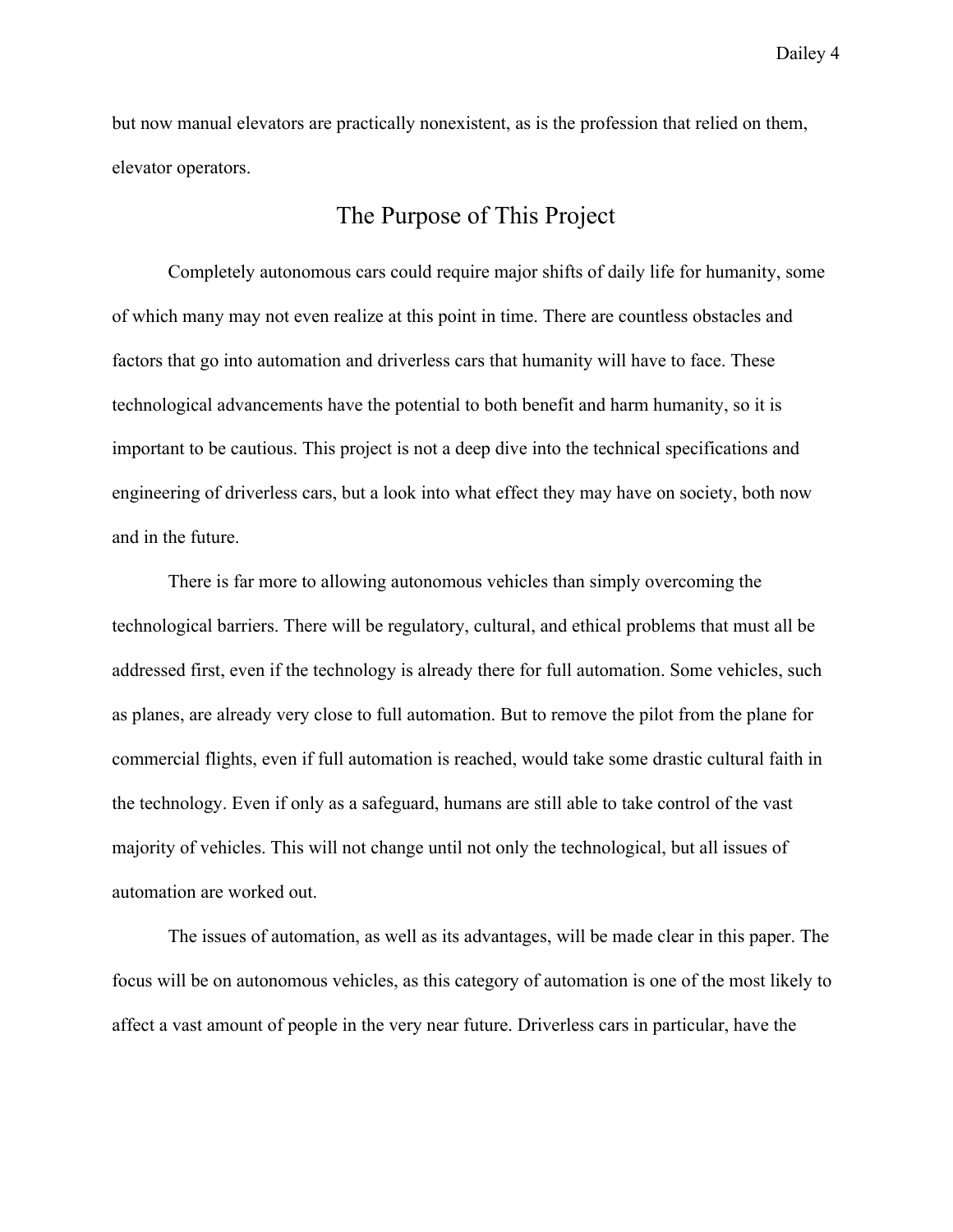but now manual elevators are practically nonexistent, as is the profession that relied on them, elevator operators.

## The Purpose of This Project

Completely autonomous cars could require major shifts of daily life for humanity, some of which many may not even realize at this point in time. There are countless obstacles and factors that go into automation and driverless cars that humanity will have to face. These technological advancements have the potential to both benefit and harm humanity, so it is important to be cautious. This project is not a deep dive into the technical specifications and engineering of driverless cars, but a look into what effect they may have on society, both now and in the future.

There is far more to allowing autonomous vehicles than simply overcoming the technological barriers. There will be regulatory, cultural, and ethical problems that must all be addressed first, even if the technology is already there for full automation. Some vehicles, such as planes, are already very close to full automation. But to remove the pilot from the plane for commercial flights, even if full automation is reached, would take some drastic cultural faith in the technology. Even if only as a safeguard, humans are still able to take control of the vast majority of vehicles. This will not change until not only the technological, but all issues of automation are worked out.

The issues of automation, as well as its advantages, will be made clear in this paper. The focus will be on autonomous vehicles, as this category of automation is one of the most likely to affect a vast amount of people in the very near future. Driverless cars in particular, have the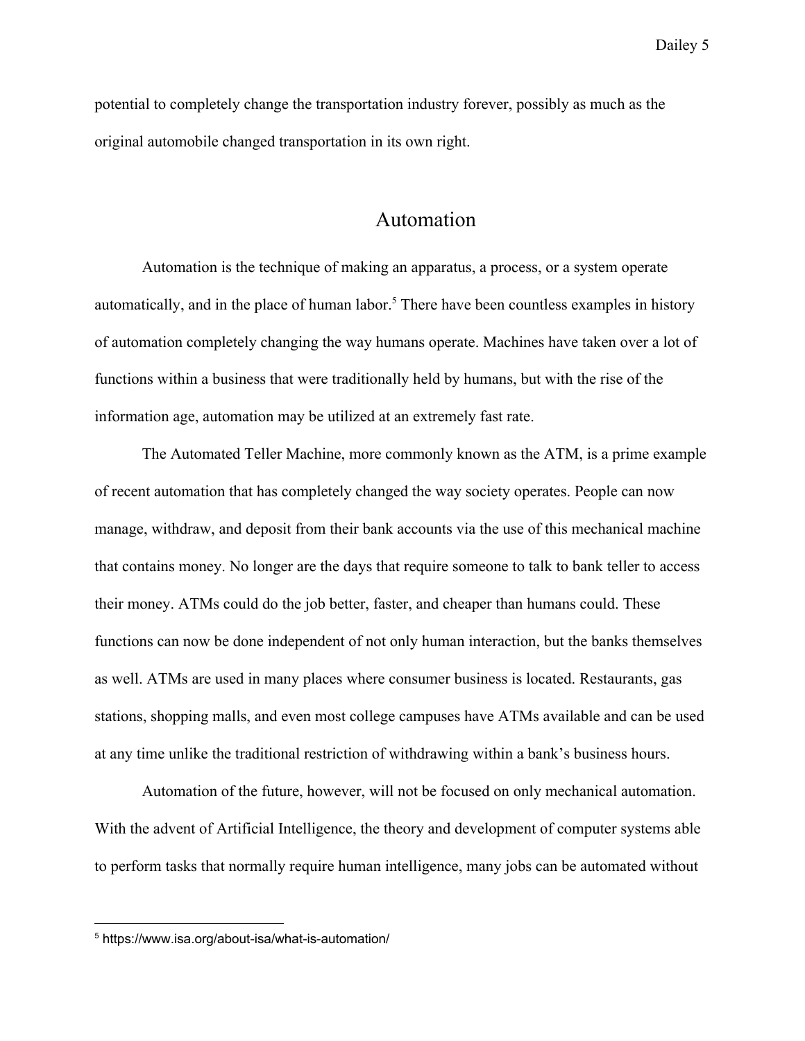potential to completely change the transportation industry forever, possibly as much as the original automobile changed transportation in its own right.

## Automation

Automation is the technique of making an apparatus, a process, or a system operate automatically, and in the place of human labor.[5] There have been countless examples in history of automation completely changing the way humans operate. Machines have taken over a lot of functions within a business that were traditionally held by humans, but with the rise of the information age, automation may be utilized at an extremely fast rate.

The Automated Teller Machine, more commonly known as the ATM, is a prime example of recent automation that has completely changed the way society operates. People can now manage, withdraw, and deposit from their bank accounts via the use of this mechanical machine that contains money. No longer are the days that require someone to talk to bank teller to access their money. ATMs could do the job better, faster, and cheaper than humans could. These functions can now be done independent of not only human interaction, but the banks themselves as well. ATMs are used in many places where consumer business is located. Restaurants, gas stations, shopping malls, and even most college campuses have ATMs available and can be used at any time unlike the traditional restriction of withdrawing within a bank's business hours.

Automation of the future, however, will not be focused on only mechanical automation. With the advent of Artificial Intelligence, the theory and development of computer systems able to perform tasks that normally require human intelligence, many jobs can be automated without

---

[5] https://www.isa.org/about-isa/what-is-automation/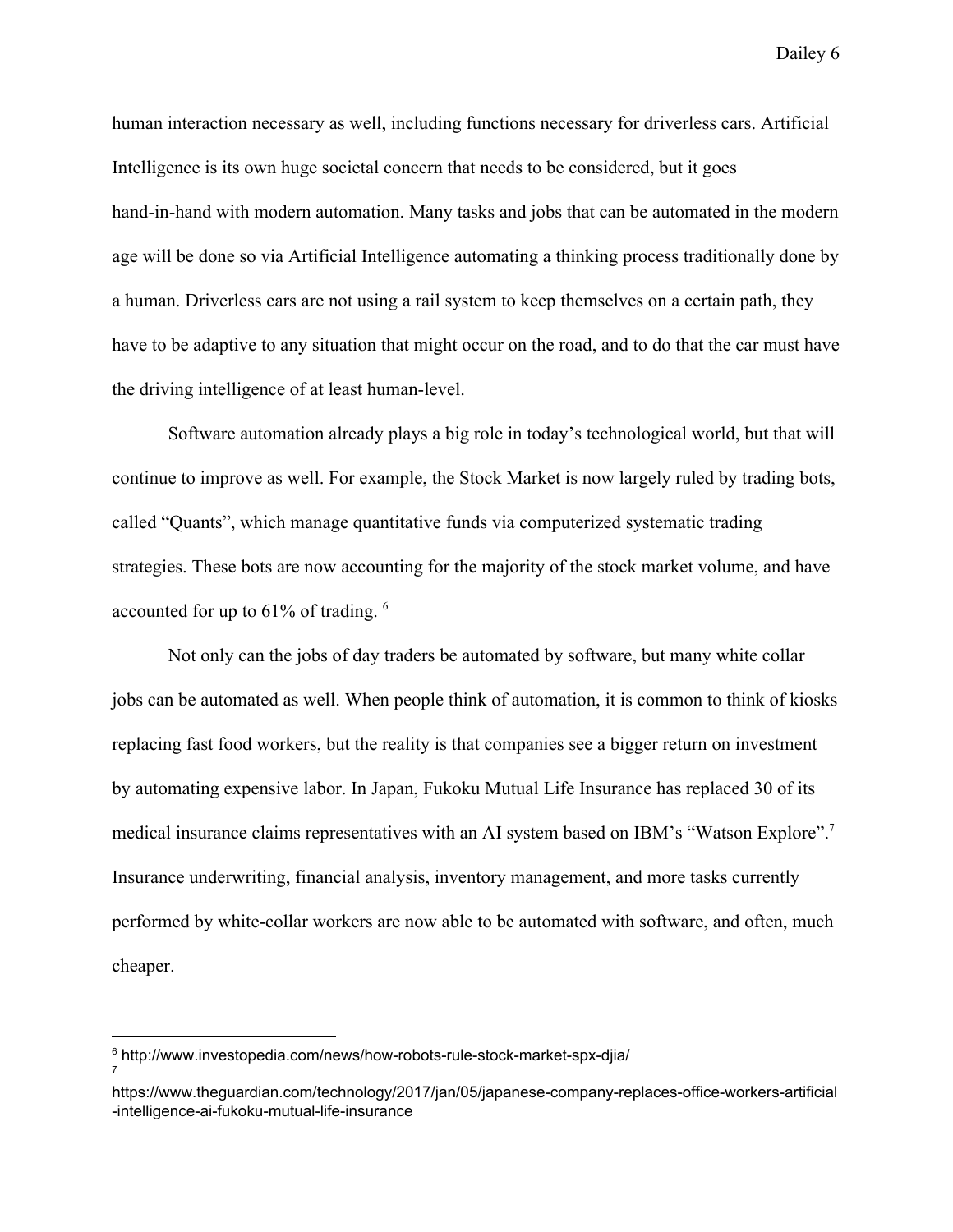human interaction necessary as well, including functions necessary for driverless cars. Artificial Intelligence is its own huge societal concern that needs to be considered, but it goes hand-in-hand with modern automation. Many tasks and jobs that can be automated in the modern age will be done so via Artificial Intelligence automating a thinking process traditionally done by a human. Driverless cars are not using a rail system to keep themselves on a certain path, they have to be adaptive to any situation that might occur on the road, and to do that the car must have the driving intelligence of at least human-level.

Software automation already plays a big role in today's technological world, but that will continue to improve as well. For example, the Stock Market is now largely ruled by trading bots, called "Quants", which manage quantitative funds via computerized systematic trading strategies. These bots are now accounting for the majority of the stock market volume, and have accounted for up to 61% of trading. [6]

Not only can the jobs of day traders be automated by software, but many white collar jobs can be automated as well. When people think of automation, it is common to think of kiosks replacing fast food workers, but the reality is that companies see a bigger return on investment by automating expensive labor. In Japan, Fukoku Mutual Life Insurance has replaced 30 of its medical insurance claims representatives with an AI system based on IBM's "Watson Explore".[7] Insurance underwriting, financial analysis, inventory management, and more tasks currently performed by white-collar workers are now able to be automated with software, and often, much cheaper.

---

[6] http://www.investopedia.com/news/how-robots-rule-stock-market-spx-djia/

[7] https://www.theguardian.com/technology/2017/jan/05/japanese-company-replaces-office-workers-artificial-intelligence-ai-fukoku-mutual-life-insurance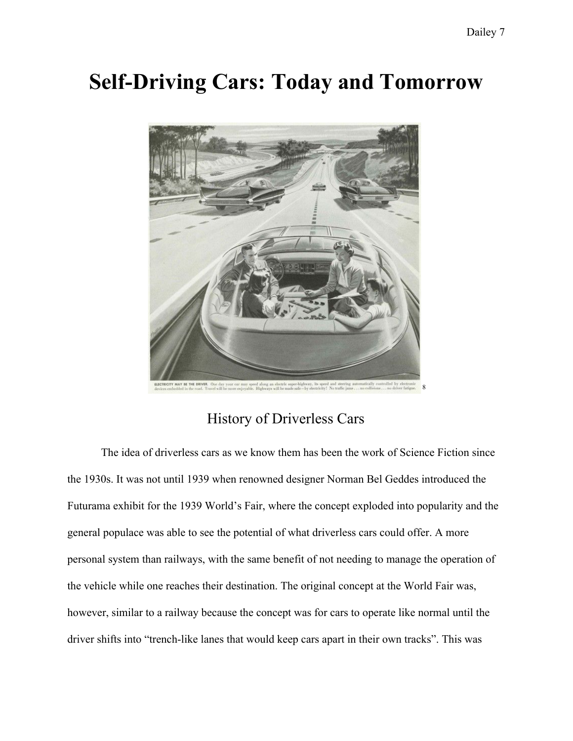# Self-Driving Cars: Today and Tomorrow

ELECTRICITY MAY BE THE DRIVER. One day your car may speed along an electric super-highway, its speed and steering automatically controlled by electronic devices embedded in the road. Travel will be more enjoyable. Highways will be made safe—by electricity! No traffic jams . . . no collisions . . . no driver fatigue. [8]

## History of Driverless Cars

The idea of driverless cars as we know them has been the work of Science Fiction since the 1930s. It was not until 1939 when renowned designer Norman Bel Geddes introduced the Futurama exhibit for the 1939 World's Fair, where the concept exploded into popularity and the general populace was able to see the potential of what driverless cars could offer. A more personal system than railways, with the same benefit of not needing to manage the operation of the vehicle while one reaches their destination. The original concept at the World Fair was, however, similar to a railway because the concept was for cars to operate like normal until the driver shifts into "trench-like lanes that would keep cars apart in their own tracks". This was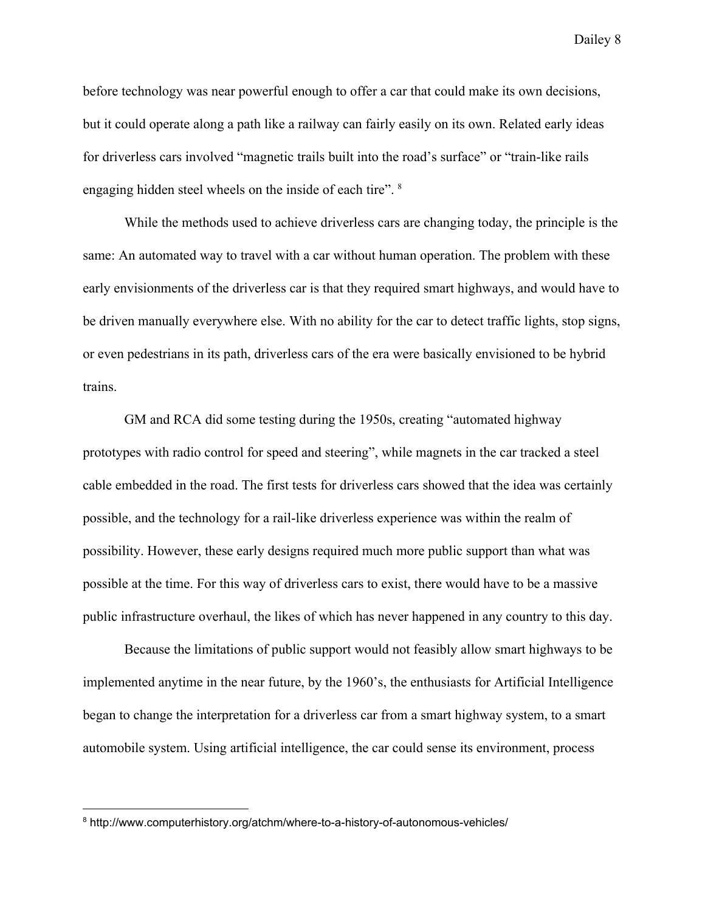before technology was near powerful enough to offer a car that could make its own decisions, but it could operate along a path like a railway can fairly easily on its own. Related early ideas for driverless cars involved "magnetic trails built into the road's surface" or "train-like rails engaging hidden steel wheels on the inside of each tire". [8]

While the methods used to achieve driverless cars are changing today, the principle is the same: An automated way to travel with a car without human operation. The problem with these early envisionments of the driverless car is that they required smart highways, and would have to be driven manually everywhere else. With no ability for the car to detect traffic lights, stop signs, or even pedestrians in its path, driverless cars of the era were basically envisioned to be hybrid trains.

GM and RCA did some testing during the 1950s, creating "automated highway prototypes with radio control for speed and steering", while magnets in the car tracked a steel cable embedded in the road. The first tests for driverless cars showed that the idea was certainly possible, and the technology for a rail-like driverless experience was within the realm of possibility. However, these early designs required much more public support than what was possible at the time. For this way of driverless cars to exist, there would have to be a massive public infrastructure overhaul, the likes of which has never happened in any country to this day.

Because the limitations of public support would not feasibly allow smart highways to be implemented anytime in the near future, by the 1960's, the enthusiasts for Artificial Intelligence began to change the interpretation for a driverless car from a smart highway system, to a smart automobile system. Using artificial intelligence, the car could sense its environment, process

---

[8] http://www.computerhistory.org/atchm/where-to-a-history-of-autonomous-vehicles/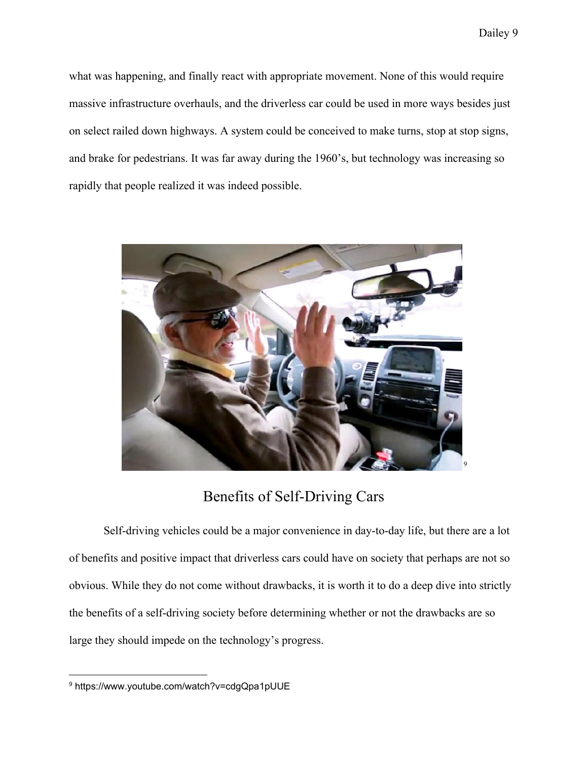what was happening, and finally react with appropriate movement. None of this would require massive infrastructure overhauls, and the driverless car could be used in more ways besides just on select railed down highways. A system could be conceived to make turns, stop at stop signs, and brake for pedestrians. It was far away during the 1960's, but technology was increasing so rapidly that people realized it was indeed possible.

[9]

## Benefits of Self-Driving Cars

Self-driving vehicles could be a major convenience in day-to-day life, but there are a lot of benefits and positive impact that driverless cars could have on society that perhaps are not so obvious. While they do not come without drawbacks, it is worth it to do a deep dive into strictly the benefits of a self-driving society before determining whether or not the drawbacks are so large they should impede on the technology's progress.

---

[9] https://www.youtube.com/watch?v=cdgQpa1pUUE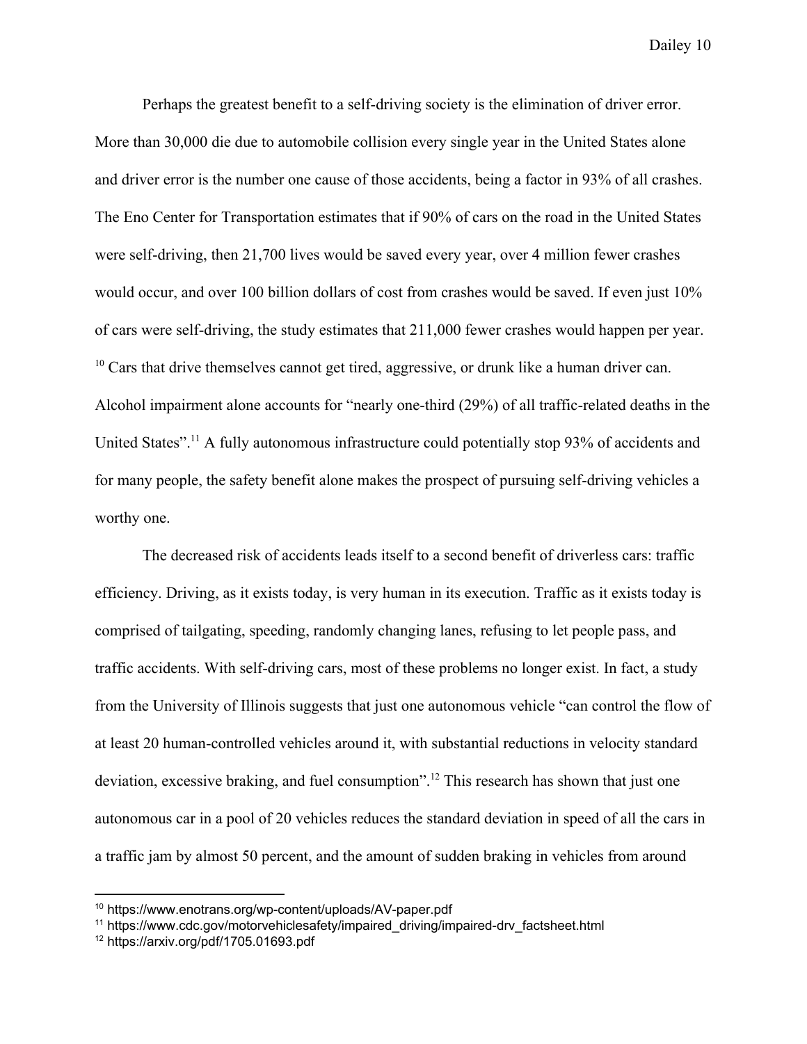Perhaps the greatest benefit to a self-driving society is the elimination of driver error. More than 30,000 die due to automobile collision every single year in the United States alone and driver error is the number one cause of those accidents, being a factor in 93% of all crashes. The Eno Center for Transportation estimates that if 90% of cars on the road in the United States were self-driving, then 21,700 lives would be saved every year, over 4 million fewer crashes would occur, and over 100 billion dollars of cost from crashes would be saved. If even just 10% of cars were self-driving, the study estimates that 211,000 fewer crashes would happen per year. [10] Cars that drive themselves cannot get tired, aggressive, or drunk like a human driver can. Alcohol impairment alone accounts for "nearly one-third (29%) of all traffic-related deaths in the United States".[11] A fully autonomous infrastructure could potentially stop 93% of accidents and for many people, the safety benefit alone makes the prospect of pursuing self-driving vehicles a worthy one.

The decreased risk of accidents leads itself to a second benefit of driverless cars: traffic efficiency. Driving, as it exists today, is very human in its execution. Traffic as it exists today is comprised of tailgating, speeding, randomly changing lanes, refusing to let people pass, and traffic accidents. With self-driving cars, most of these problems no longer exist. In fact, a study from the University of Illinois suggests that just one autonomous vehicle "can control the flow of at least 20 human-controlled vehicles around it, with substantial reductions in velocity standard deviation, excessive braking, and fuel consumption".[12] This research has shown that just one autonomous car in a pool of 20 vehicles reduces the standard deviation in speed of all the cars in a traffic jam by almost 50 percent, and the amount of sudden braking in vehicles from around

---

[10] https://www.enotrans.org/wp-content/uploads/AV-paper.pdf

[11] https://www.cdc.gov/motorvehiclesafety/impaired_driving/impaired-drv_factsheet.html

[12] https://arxiv.org/pdf/1705.01693.pdf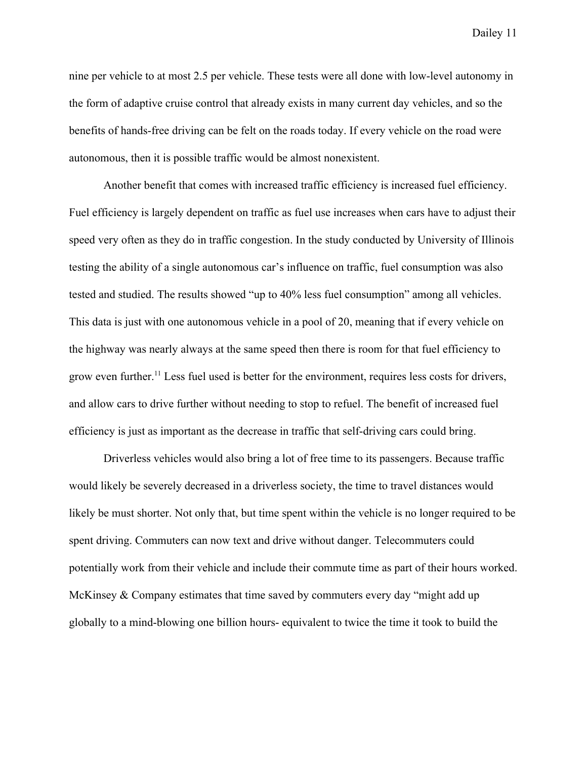nine per vehicle to at most 2.5 per vehicle. These tests were all done with low-level autonomy in the form of adaptive cruise control that already exists in many current day vehicles, and so the benefits of hands-free driving can be felt on the roads today. If every vehicle on the road were autonomous, then it is possible traffic would be almost nonexistent.

Another benefit that comes with increased traffic efficiency is increased fuel efficiency. Fuel efficiency is largely dependent on traffic as fuel use increases when cars have to adjust their speed very often as they do in traffic congestion. In the study conducted by University of Illinois testing the ability of a single autonomous car's influence on traffic, fuel consumption was also tested and studied. The results showed "up to 40% less fuel consumption" among all vehicles. This data is just with one autonomous vehicle in a pool of 20, meaning that if every vehicle on the highway was nearly always at the same speed then there is room for that fuel efficiency to grow even further.[11] Less fuel used is better for the environment, requires less costs for drivers, and allow cars to drive further without needing to stop to refuel. The benefit of increased fuel efficiency is just as important as the decrease in traffic that self-driving cars could bring.

Driverless vehicles would also bring a lot of free time to its passengers. Because traffic would likely be severely decreased in a driverless society, the time to travel distances would likely be must shorter. Not only that, but time spent within the vehicle is no longer required to be spent driving. Commuters can now text and drive without danger. Telecommuters could potentially work from their vehicle and include their commute time as part of their hours worked. McKinsey & Company estimates that time saved by commuters every day "might add up globally to a mind-blowing one billion hours- equivalent to twice the time it took to build the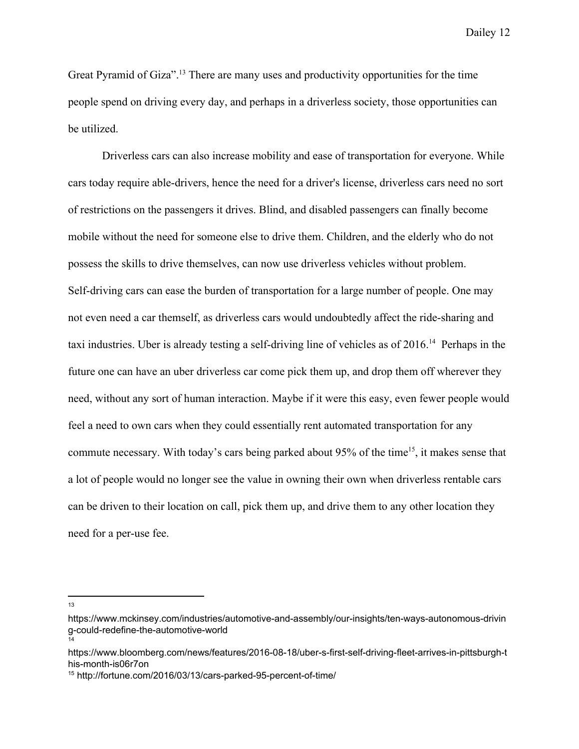Great Pyramid of Giza".[13] There are many uses and productivity opportunities for the time people spend on driving every day, and perhaps in a driverless society, those opportunities can be utilized.

Driverless cars can also increase mobility and ease of transportation for everyone. While cars today require able-drivers, hence the need for a driver's license, driverless cars need no sort of restrictions on the passengers it drives. Blind, and disabled passengers can finally become mobile without the need for someone else to drive them. Children, and the elderly who do not possess the skills to drive themselves, can now use driverless vehicles without problem. Self-driving cars can ease the burden of transportation for a large number of people. One may not even need a car themself, as driverless cars would undoubtedly affect the ride-sharing and taxi industries. Uber is already testing a self-driving line of vehicles as of 2016.[14] Perhaps in the future one can have an uber driverless car come pick them up, and drop them off wherever they need, without any sort of human interaction. Maybe if it were this easy, even fewer people would feel a need to own cars when they could essentially rent automated transportation for any commute necessary. With today's cars being parked about 95% of the time[15], it makes sense that a lot of people would no longer see the value in owning their own when driverless rentable cars can be driven to their location on call, pick them up, and drive them to any other location they need for a per-use fee.

---

[13] https://www.mckinsey.com/industries/automotive-and-assembly/our-insights/ten-ways-autonomous-driving-could-redefine-the-automotive-world

[14] https://www.bloomberg.com/news/features/2016-08-18/uber-s-first-self-driving-fleet-arrives-in-pittsburgh-this-month-is06r7on

[15] http://fortune.com/2016/03/13/cars-parked-95-percent-of-time/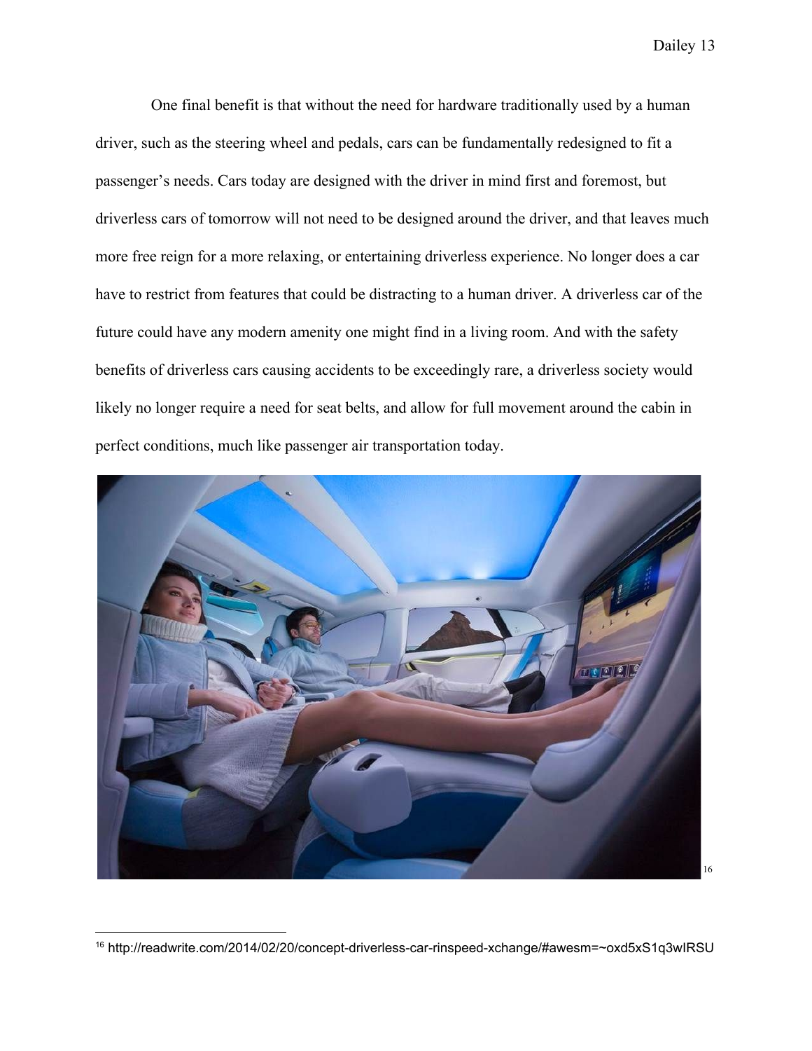One final benefit is that without the need for hardware traditionally used by a human driver, such as the steering wheel and pedals, cars can be fundamentally redesigned to fit a passenger's needs. Cars today are designed with the driver in mind first and foremost, but driverless cars of tomorrow will not need to be designed around the driver, and that leaves much more free reign for a more relaxing, or entertaining driverless experience. No longer does a car have to restrict from features that could be distracting to a human driver. A driverless car of the future could have any modern amenity one might find in a living room. And with the safety benefits of driverless cars causing accidents to be exceedingly rare, a driverless society would likely no longer require a need for seat belts, and allow for full movement around the cabin in perfect conditions, much like passenger air transportation today.

[16]

---

[16] http://readwrite.com/2014/02/20/concept-driverless-car-rinspeed-xchange/#awesm=~oxd5xS1q3wIRSU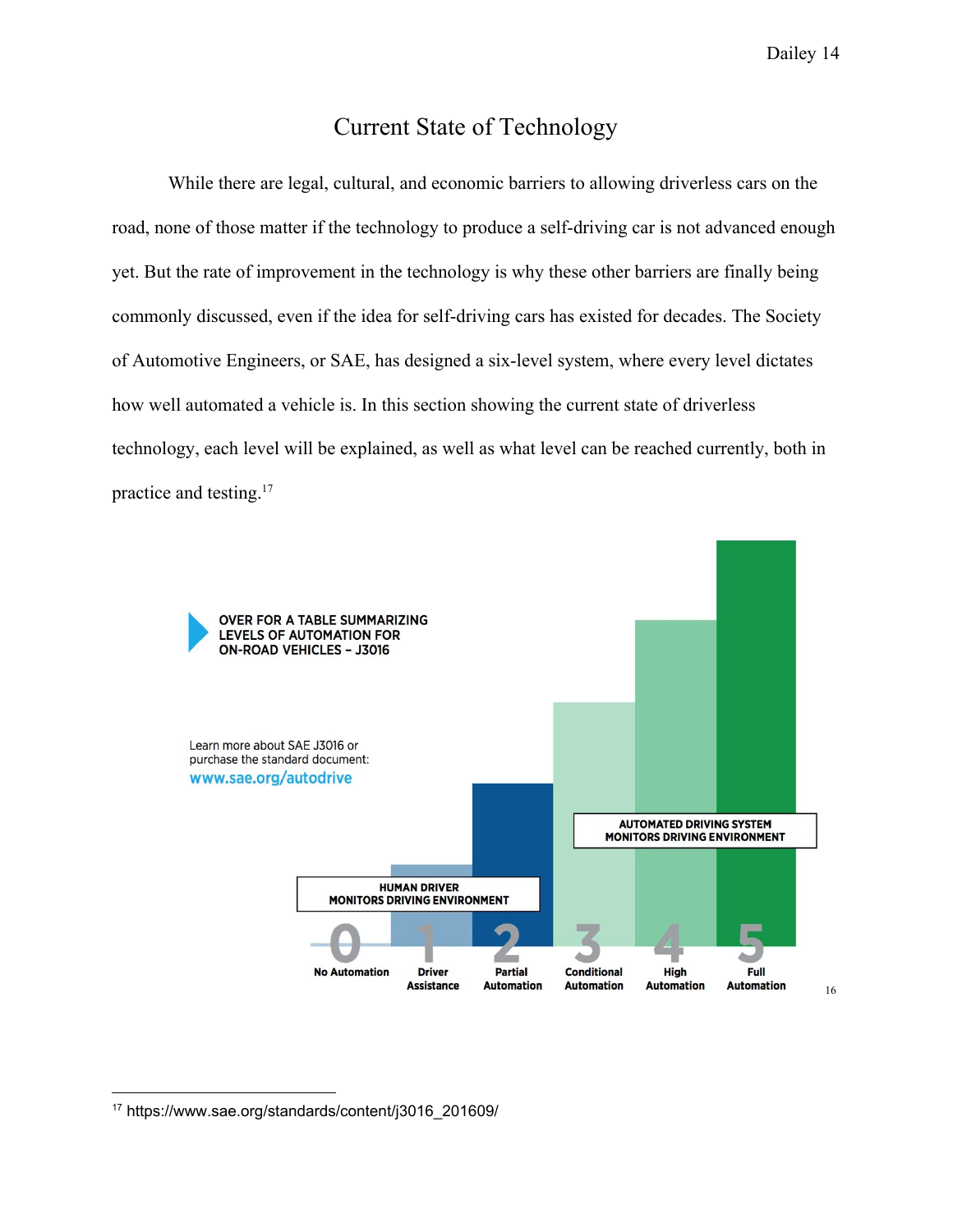# Current State of Technology

While there are legal, cultural, and economic barriers to allowing driverless cars on the road, none of those matter if the technology to produce a self-driving car is not advanced enough yet. But the rate of improvement in the technology is why these other barriers are finally being commonly discussed, even if the idea for self-driving cars has existed for decades. The Society of Automotive Engineers, or SAE, has designed a six-level system, where every level dictates how well automated a vehicle is. In this section showing the current state of driverless technology, each level will be explained, as well as what level can be reached currently, both in practice and testing.[17]

OVER FOR A TABLE SUMMARIZING LEVELS OF AUTOMATION FOR ON-ROAD VEHICLES – J3016

Learn more about SAE J3016 or purchase the standard document: www.sae.org/autodrive

HUMAN DRIVER MONITORS DRIVING ENVIRONMENT

AUTOMATED DRIVING SYSTEM MONITORS DRIVING ENVIRONMENT

0 No Automation
1 Driver Assistance
2 Partial Automation
3 Conditional Automation
4 High Automation
5 Full Automation

[16]

---

[17] https://www.sae.org/standards/content/j3016_201609/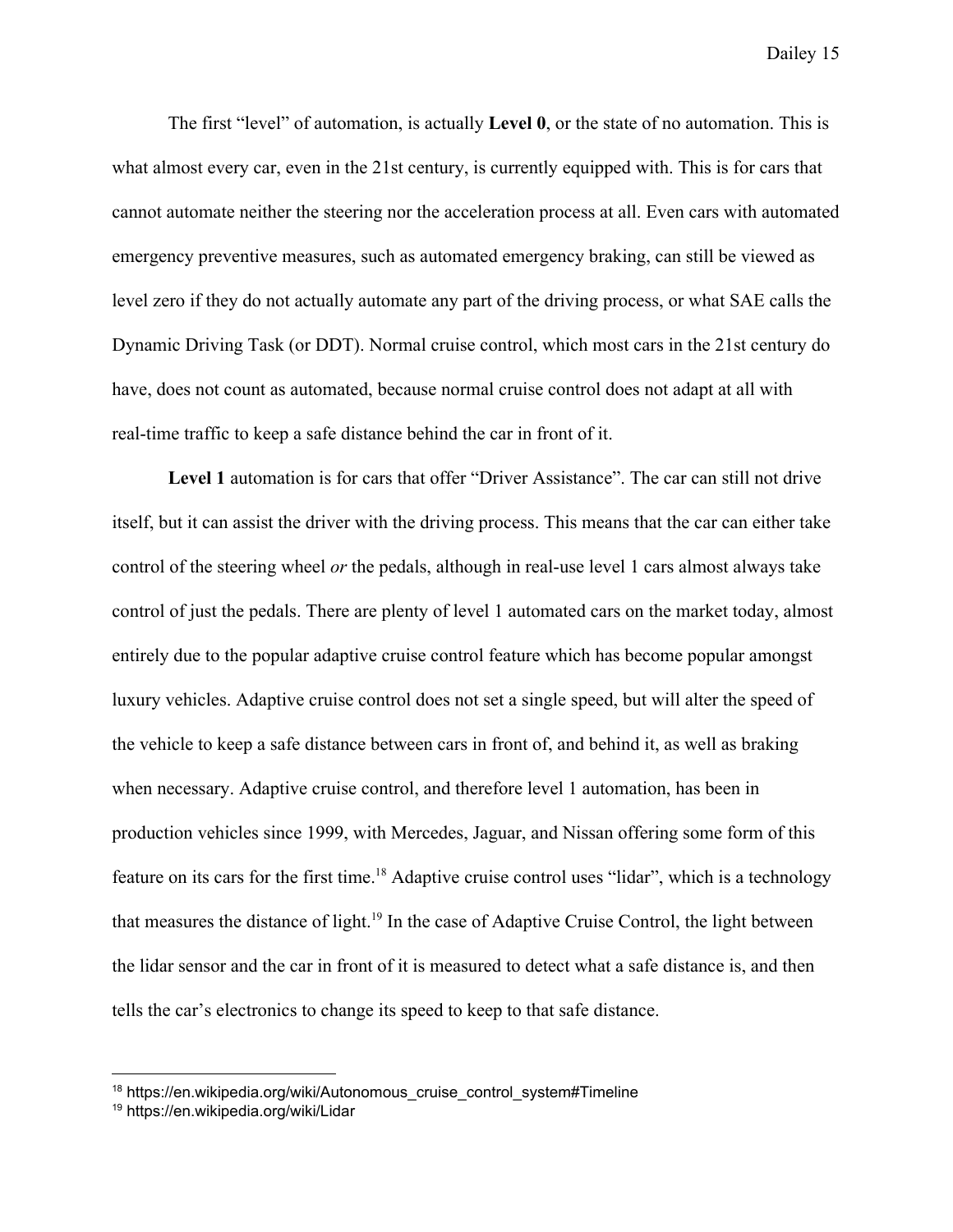The first "level" of automation, is actually **Level 0**, or the state of no automation. This is what almost every car, even in the 21st century, is currently equipped with. This is for cars that cannot automate neither the steering nor the acceleration process at all. Even cars with automated emergency preventive measures, such as automated emergency braking, can still be viewed as level zero if they do not actually automate any part of the driving process, or what SAE calls the Dynamic Driving Task (or DDT). Normal cruise control, which most cars in the 21st century do have, does not count as automated, because normal cruise control does not adapt at all with real-time traffic to keep a safe distance behind the car in front of it.

**Level 1** automation is for cars that offer "Driver Assistance". The car can still not drive itself, but it can assist the driver with the driving process. This means that the car can either take control of the steering wheel *or* the pedals, although in real-use level 1 cars almost always take control of just the pedals. There are plenty of level 1 automated cars on the market today, almost entirely due to the popular adaptive cruise control feature which has become popular amongst luxury vehicles. Adaptive cruise control does not set a single speed, but will alter the speed of the vehicle to keep a safe distance between cars in front of, and behind it, as well as braking when necessary. Adaptive cruise control, and therefore level 1 automation, has been in production vehicles since 1999, with Mercedes, Jaguar, and Nissan offering some form of this feature on its cars for the first time.[18] Adaptive cruise control uses "lidar", which is a technology that measures the distance of light.[19] In the case of Adaptive Cruise Control, the light between the lidar sensor and the car in front of it is measured to detect what a safe distance is, and then tells the car's electronics to change its speed to keep to that safe distance.

---

[18] https://en.wikipedia.org/wiki/Autonomous_cruise_control_system#Timeline

[19] https://en.wikipedia.org/wiki/Lidar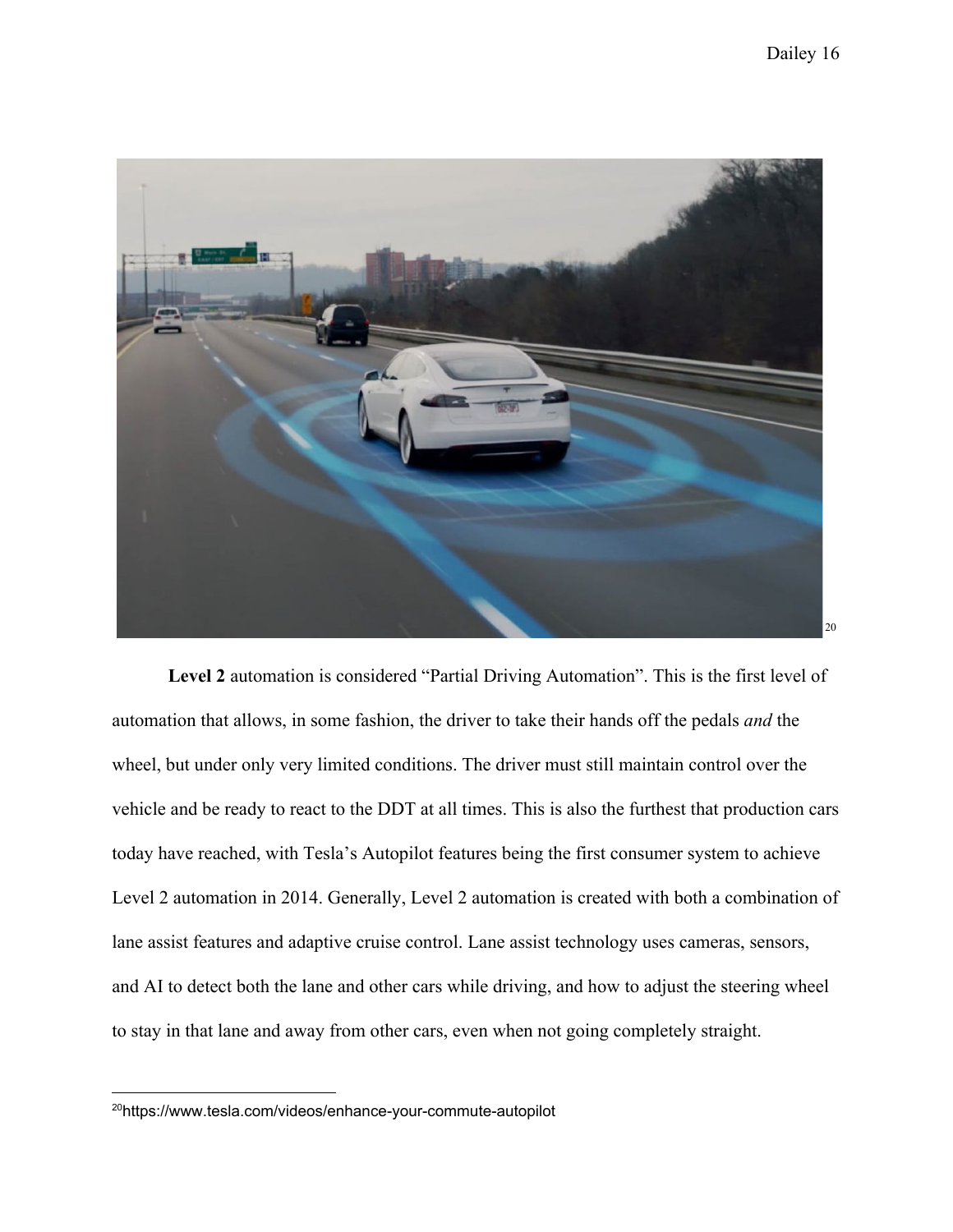[20]

**Level 2** automation is considered "Partial Driving Automation". This is the first level of automation that allows, in some fashion, the driver to take their hands off the pedals *and* the wheel, but under only very limited conditions. The driver must still maintain control over the vehicle and be ready to react to the DDT at all times. This is also the furthest that production cars today have reached, with Tesla's Autopilot features being the first consumer system to achieve Level 2 automation in 2014. Generally, Level 2 automation is created with both a combination of lane assist features and adaptive cruise control. Lane assist technology uses cameras, sensors, and AI to detect both the lane and other cars while driving, and how to adjust the steering wheel to stay in that lane and away from other cars, even when not going completely straight.

[20] https://www.tesla.com/videos/enhance-your-commute-autopilot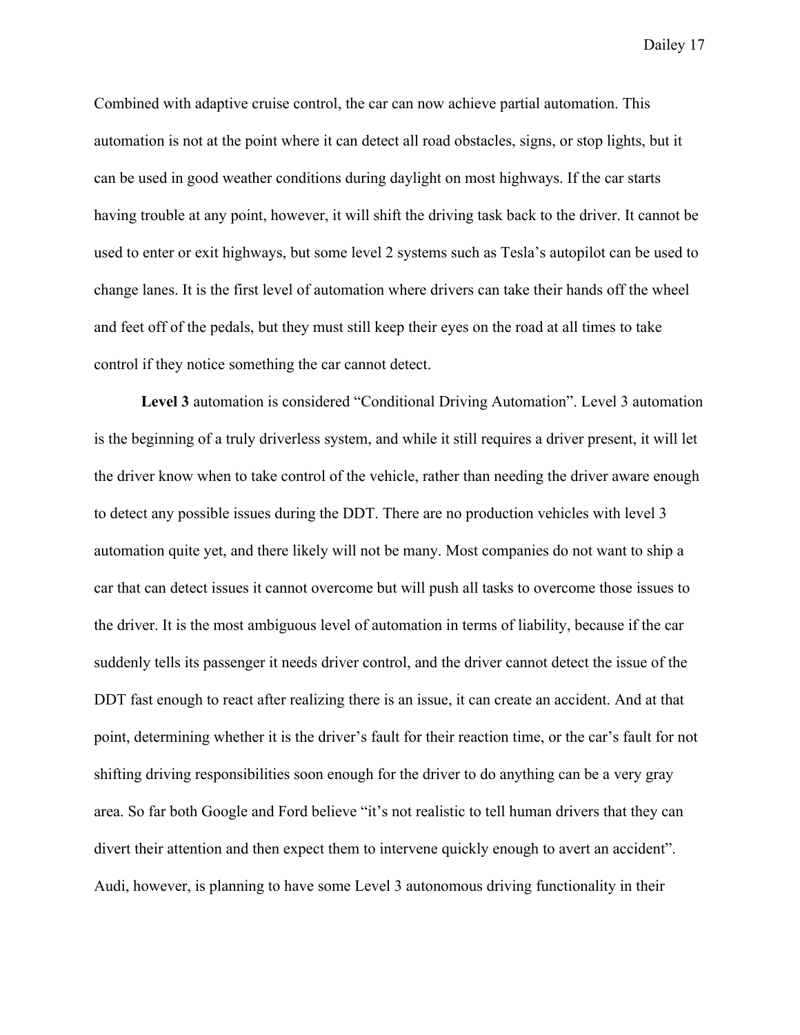Combined with adaptive cruise control, the car can now achieve partial automation. This automation is not at the point where it can detect all road obstacles, signs, or stop lights, but it can be used in good weather conditions during daylight on most highways. If the car starts having trouble at any point, however, it will shift the driving task back to the driver. It cannot be used to enter or exit highways, but some level 2 systems such as Tesla's autopilot can be used to change lanes. It is the first level of automation where drivers can take their hands off the wheel and feet off of the pedals, but they must still keep their eyes on the road at all times to take control if they notice something the car cannot detect.

**Level 3** automation is considered "Conditional Driving Automation". Level 3 automation is the beginning of a truly driverless system, and while it still requires a driver present, it will let the driver know when to take control of the vehicle, rather than needing the driver aware enough to detect any possible issues during the DDT. There are no production vehicles with level 3 automation quite yet, and there likely will not be many. Most companies do not want to ship a car that can detect issues it cannot overcome but will push all tasks to overcome those issues to the driver. It is the most ambiguous level of automation in terms of liability, because if the car suddenly tells its passenger it needs driver control, and the driver cannot detect the issue of the DDT fast enough to react after realizing there is an issue, it can create an accident. And at that point, determining whether it is the driver's fault for their reaction time, or the car's fault for not shifting driving responsibilities soon enough for the driver to do anything can be a very gray area. So far both Google and Ford believe "it's not realistic to tell human drivers that they can divert their attention and then expect them to intervene quickly enough to avert an accident". Audi, however, is planning to have some Level 3 autonomous driving functionality in their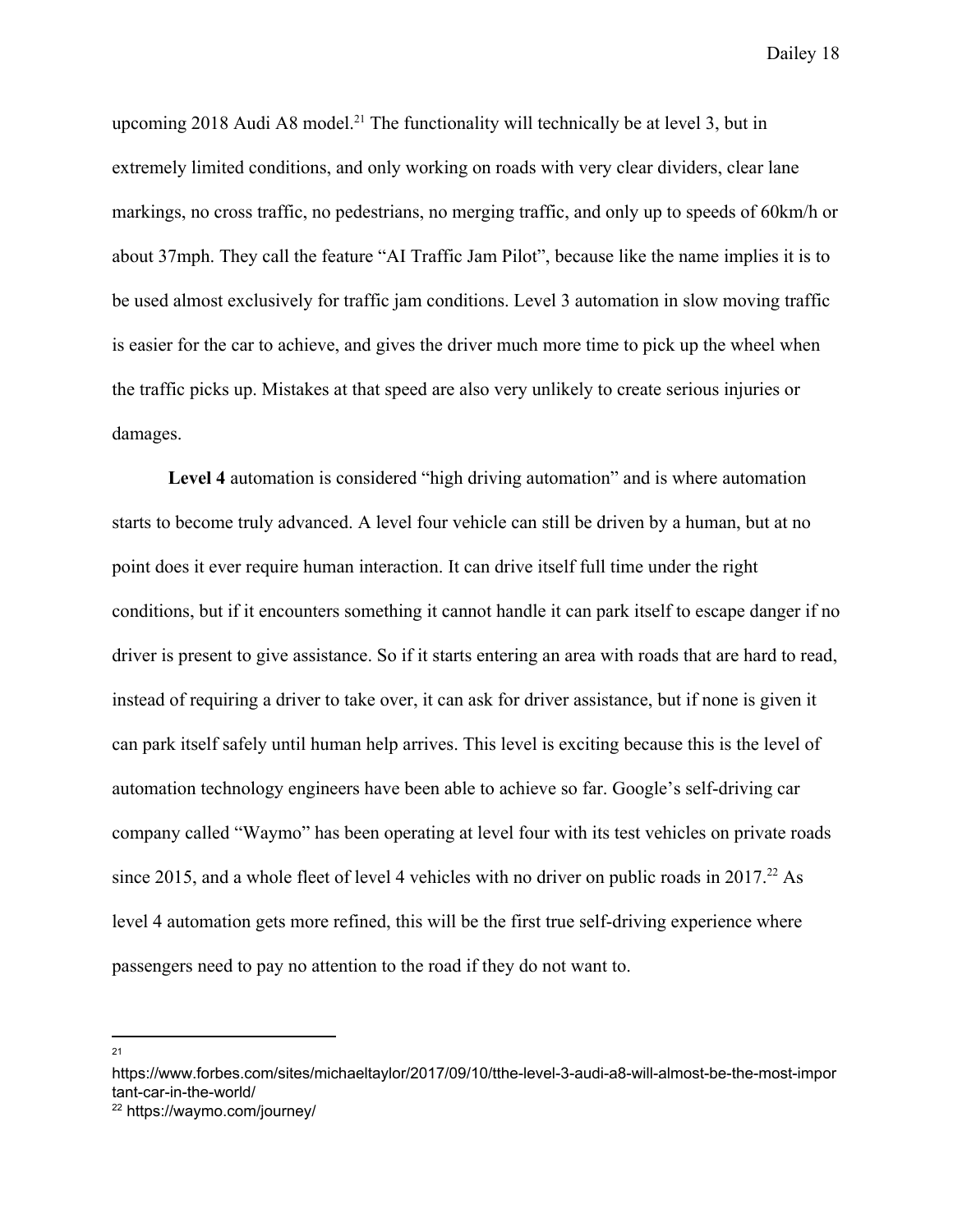upcoming 2018 Audi A8 model.[21] The functionality will technically be at level 3, but in extremely limited conditions, and only working on roads with very clear dividers, clear lane markings, no cross traffic, no pedestrians, no merging traffic, and only up to speeds of 60km/h or about 37mph. They call the feature "AI Traffic Jam Pilot", because like the name implies it is to be used almost exclusively for traffic jam conditions. Level 3 automation in slow moving traffic is easier for the car to achieve, and gives the driver much more time to pick up the wheel when the traffic picks up. Mistakes at that speed are also very unlikely to create serious injuries or damages.

**Level 4** automation is considered "high driving automation" and is where automation starts to become truly advanced. A level four vehicle can still be driven by a human, but at no point does it ever require human interaction. It can drive itself full time under the right conditions, but if it encounters something it cannot handle it can park itself to escape danger if no driver is present to give assistance. So if it starts entering an area with roads that are hard to read, instead of requiring a driver to take over, it can ask for driver assistance, but if none is given it can park itself safely until human help arrives. This level is exciting because this is the level of automation technology engineers have been able to achieve so far. Google's self-driving car company called "Waymo" has been operating at level four with its test vehicles on private roads since 2015, and a whole fleet of level 4 vehicles with no driver on public roads in 2017.[22] As level 4 automation gets more refined, this will be the first true self-driving experience where passengers need to pay no attention to the road if they do not want to.

---

[21] https://www.forbes.com/sites/michaeltaylor/2017/09/10/tthe-level-3-audi-a8-will-almost-be-the-most-important-car-in-the-world/

[22] https://waymo.com/journey/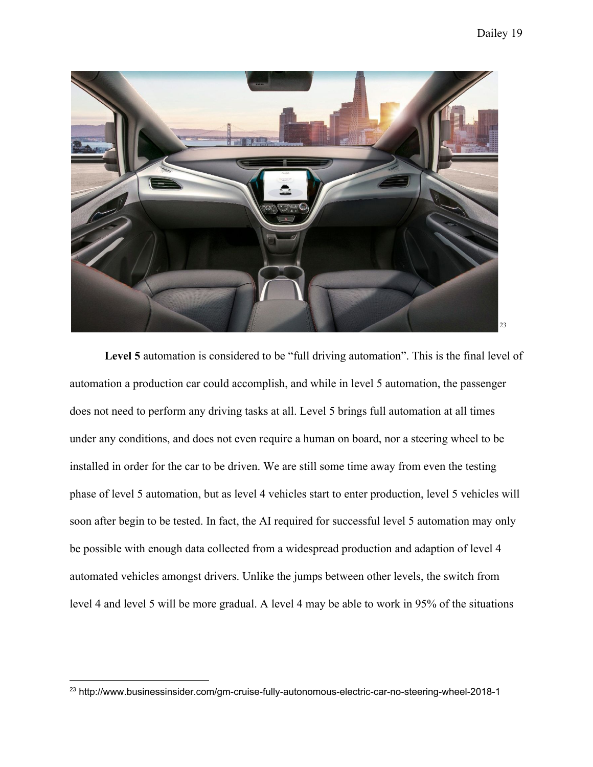[23]

**Level 5** automation is considered to be "full driving automation". This is the final level of automation a production car could accomplish, and while in level 5 automation, the passenger does not need to perform any driving tasks at all. Level 5 brings full automation at all times under any conditions, and does not even require a human on board, nor a steering wheel to be installed in order for the car to be driven. We are still some time away from even the testing phase of level 5 automation, but as level 4 vehicles start to enter production, level 5 vehicles will soon after begin to be tested. In fact, the AI required for successful level 5 automation may only be possible with enough data collected from a widespread production and adaption of level 4 automated vehicles amongst drivers. Unlike the jumps between other levels, the switch from level 4 and level 5 will be more gradual. A level 4 may be able to work in 95% of the situations

---

[23] http://www.businessinsider.com/gm-cruise-fully-autonomous-electric-car-no-steering-wheel-2018-1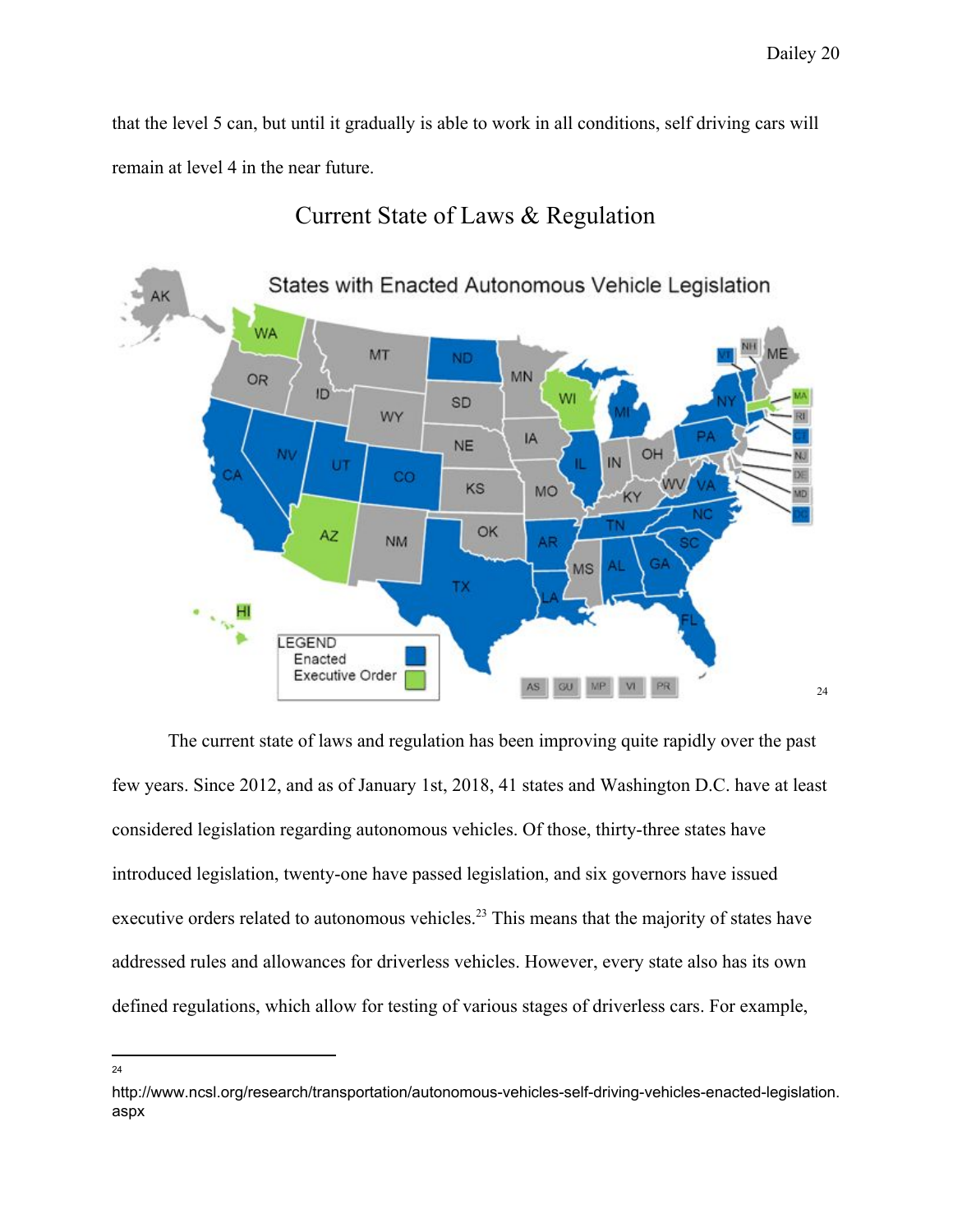that the level 5 can, but until it gradually is able to work in all conditions, self driving cars will remain at level 4 in the near future.

## Current State of Laws & Regulation

[24]

The current state of laws and regulation has been improving quite rapidly over the past few years. Since 2012, and as of January 1st, 2018, 41 states and Washington D.C. have at least considered legislation regarding autonomous vehicles. Of those, thirty-three states have introduced legislation, twenty-one have passed legislation, and six governors have issued executive orders related to autonomous vehicles.[23] This means that the majority of states have addressed rules and allowances for driverless vehicles. However, every state also has its own defined regulations, which allow for testing of various stages of driverless cars. For example,

---

[24] http://www.ncsl.org/research/transportation/autonomous-vehicles-self-driving-vehicles-enacted-legislation.aspx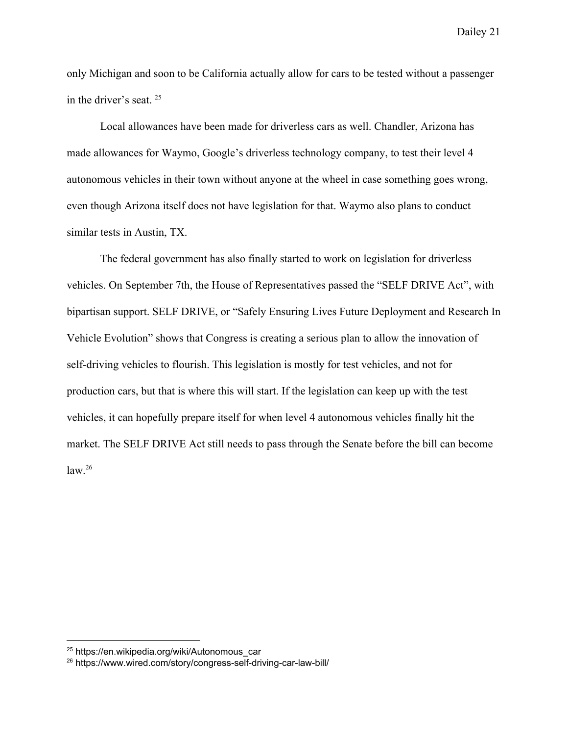only Michigan and soon to be California actually allow for cars to be tested without a passenger in the driver's seat. [25]

Local allowances have been made for driverless cars as well. Chandler, Arizona has made allowances for Waymo, Google's driverless technology company, to test their level 4 autonomous vehicles in their town without anyone at the wheel in case something goes wrong, even though Arizona itself does not have legislation for that. Waymo also plans to conduct similar tests in Austin, TX.

The federal government has also finally started to work on legislation for driverless vehicles. On September 7th, the House of Representatives passed the "SELF DRIVE Act", with bipartisan support. SELF DRIVE, or "Safely Ensuring Lives Future Deployment and Research In Vehicle Evolution" shows that Congress is creating a serious plan to allow the innovation of self-driving vehicles to flourish. This legislation is mostly for test vehicles, and not for production cars, but that is where this will start. If the legislation can keep up with the test vehicles, it can hopefully prepare itself for when level 4 autonomous vehicles finally hit the market. The SELF DRIVE Act still needs to pass through the Senate before the bill can become law.[26]

---

[25] https://en.wikipedia.org/wiki/Autonomous_car

[26] https://www.wired.com/story/congress-self-driving-car-law-bill/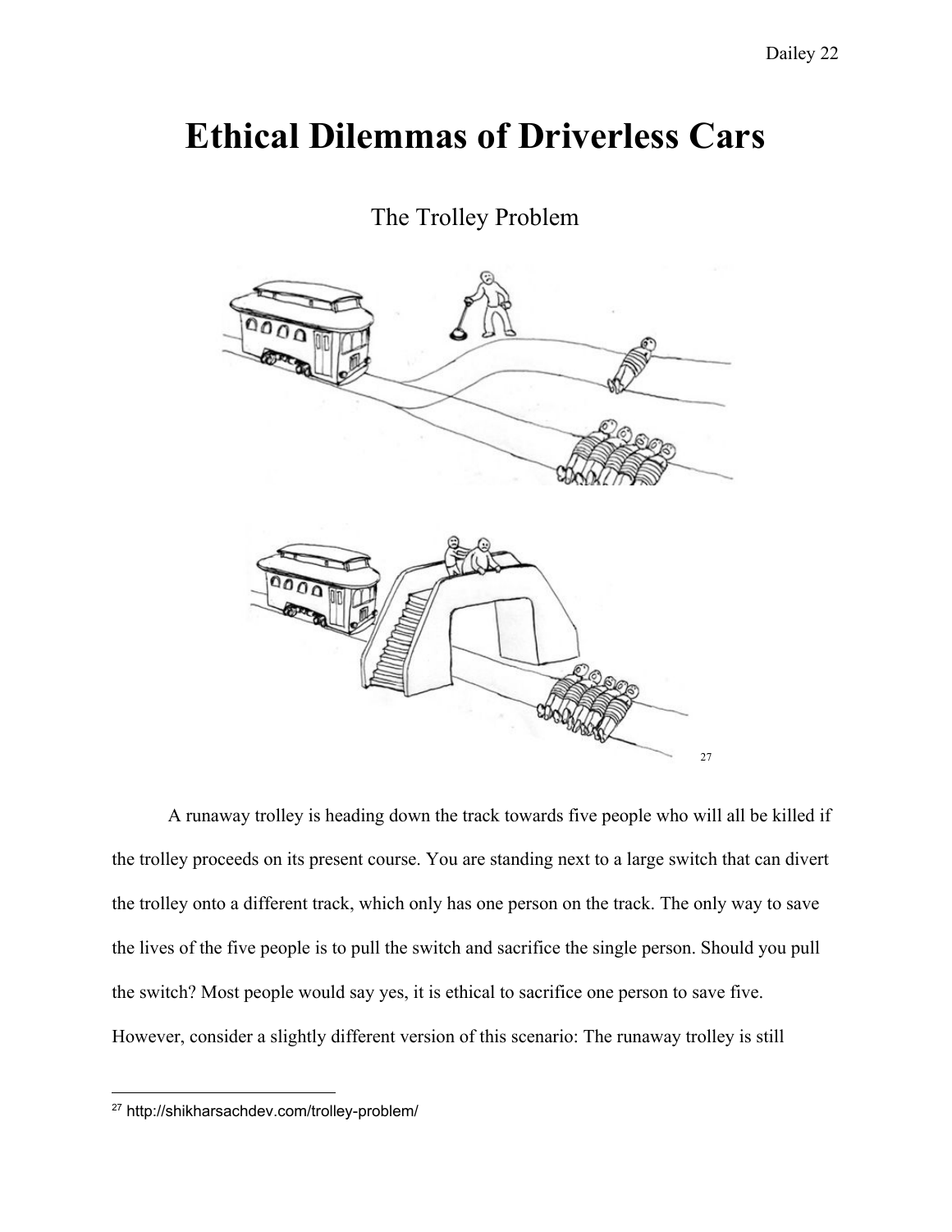# Ethical Dilemmas of Driverless Cars

## The Trolley Problem

[27]

A runaway trolley is heading down the track towards five people who will all be killed if the trolley proceeds on its present course. You are standing next to a large switch that can divert the trolley onto a different track, which only has one person on the track. The only way to save the lives of the five people is to pull the switch and sacrifice the single person. Should you pull the switch? Most people would say yes, it is ethical to sacrifice one person to save five. However, consider a slightly different version of this scenario: The runaway trolley is still

[27] http://shikharsachdev.com/trolley-problem/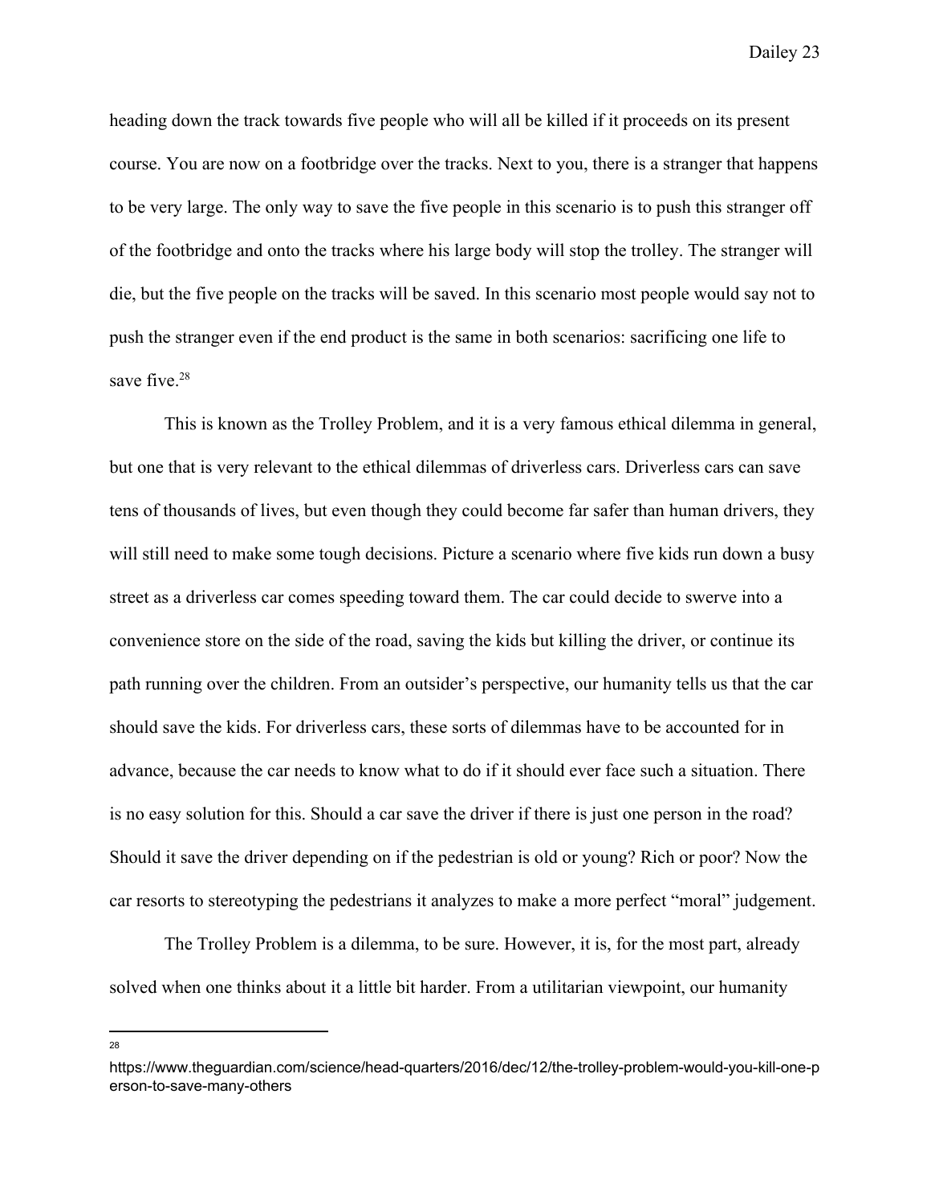heading down the track towards five people who will all be killed if it proceeds on its present course. You are now on a footbridge over the tracks. Next to you, there is a stranger that happens to be very large. The only way to save the five people in this scenario is to push this stranger off of the footbridge and onto the tracks where his large body will stop the trolley. The stranger will die, but the five people on the tracks will be saved. In this scenario most people would say not to push the stranger even if the end product is the same in both scenarios: sacrificing one life to save five.[28]

This is known as the Trolley Problem, and it is a very famous ethical dilemma in general, but one that is very relevant to the ethical dilemmas of driverless cars. Driverless cars can save tens of thousands of lives, but even though they could become far safer than human drivers, they will still need to make some tough decisions. Picture a scenario where five kids run down a busy street as a driverless car comes speeding toward them. The car could decide to swerve into a convenience store on the side of the road, saving the kids but killing the driver, or continue its path running over the children. From an outsider's perspective, our humanity tells us that the car should save the kids. For driverless cars, these sorts of dilemmas have to be accounted for in advance, because the car needs to know what to do if it should ever face such a situation. There is no easy solution for this. Should a car save the driver if there is just one person in the road? Should it save the driver depending on if the pedestrian is old or young? Rich or poor? Now the car resorts to stereotyping the pedestrians it analyzes to make a more perfect "moral" judgement.

The Trolley Problem is a dilemma, to be sure. However, it is, for the most part, already solved when one thinks about it a little bit harder. From a utilitarian viewpoint, our humanity

---

[28] https://www.theguardian.com/science/head-quarters/2016/dec/12/the-trolley-problem-would-you-kill-one-person-to-save-many-others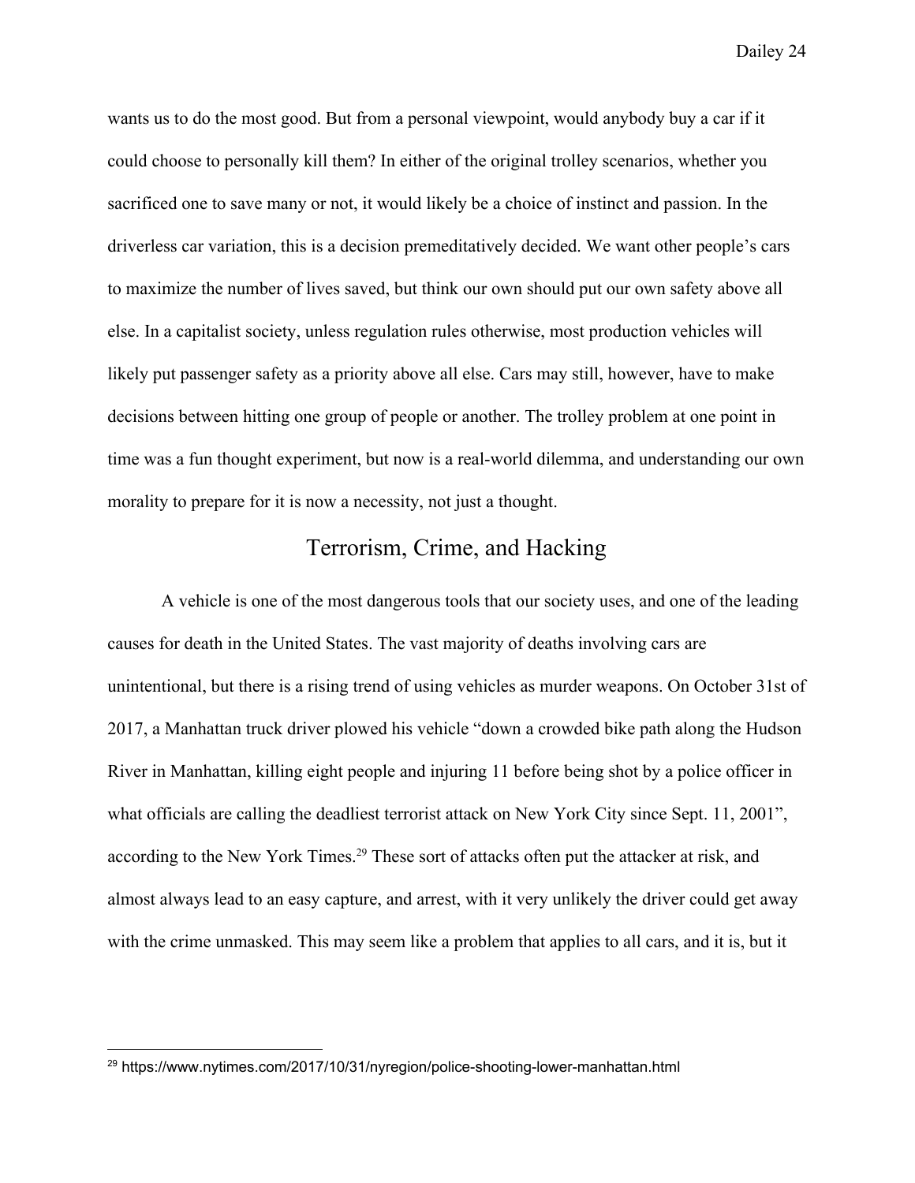wants us to do the most good. But from a personal viewpoint, would anybody buy a car if it could choose to personally kill them? In either of the original trolley scenarios, whether you sacrificed one to save many or not, it would likely be a choice of instinct and passion. In the driverless car variation, this is a decision premeditatively decided. We want other people's cars to maximize the number of lives saved, but think our own should put our own safety above all else. In a capitalist society, unless regulation rules otherwise, most production vehicles will likely put passenger safety as a priority above all else. Cars may still, however, have to make decisions between hitting one group of people or another. The trolley problem at one point in time was a fun thought experiment, but now is a real-world dilemma, and understanding our own morality to prepare for it is now a necessity, not just a thought.

## Terrorism, Crime, and Hacking

A vehicle is one of the most dangerous tools that our society uses, and one of the leading causes for death in the United States. The vast majority of deaths involving cars are unintentional, but there is a rising trend of using vehicles as murder weapons. On October 31st of 2017, a Manhattan truck driver plowed his vehicle "down a crowded bike path along the Hudson River in Manhattan, killing eight people and injuring 11 before being shot by a police officer in what officials are calling the deadliest terrorist attack on New York City since Sept. 11, 2001", according to the New York Times.[29] These sort of attacks often put the attacker at risk, and almost always lead to an easy capture, and arrest, with it very unlikely the driver could get away with the crime unmasked. This may seem like a problem that applies to all cars, and it is, but it

---

[29] https://www.nytimes.com/2017/10/31/nyregion/police-shooting-lower-manhattan.html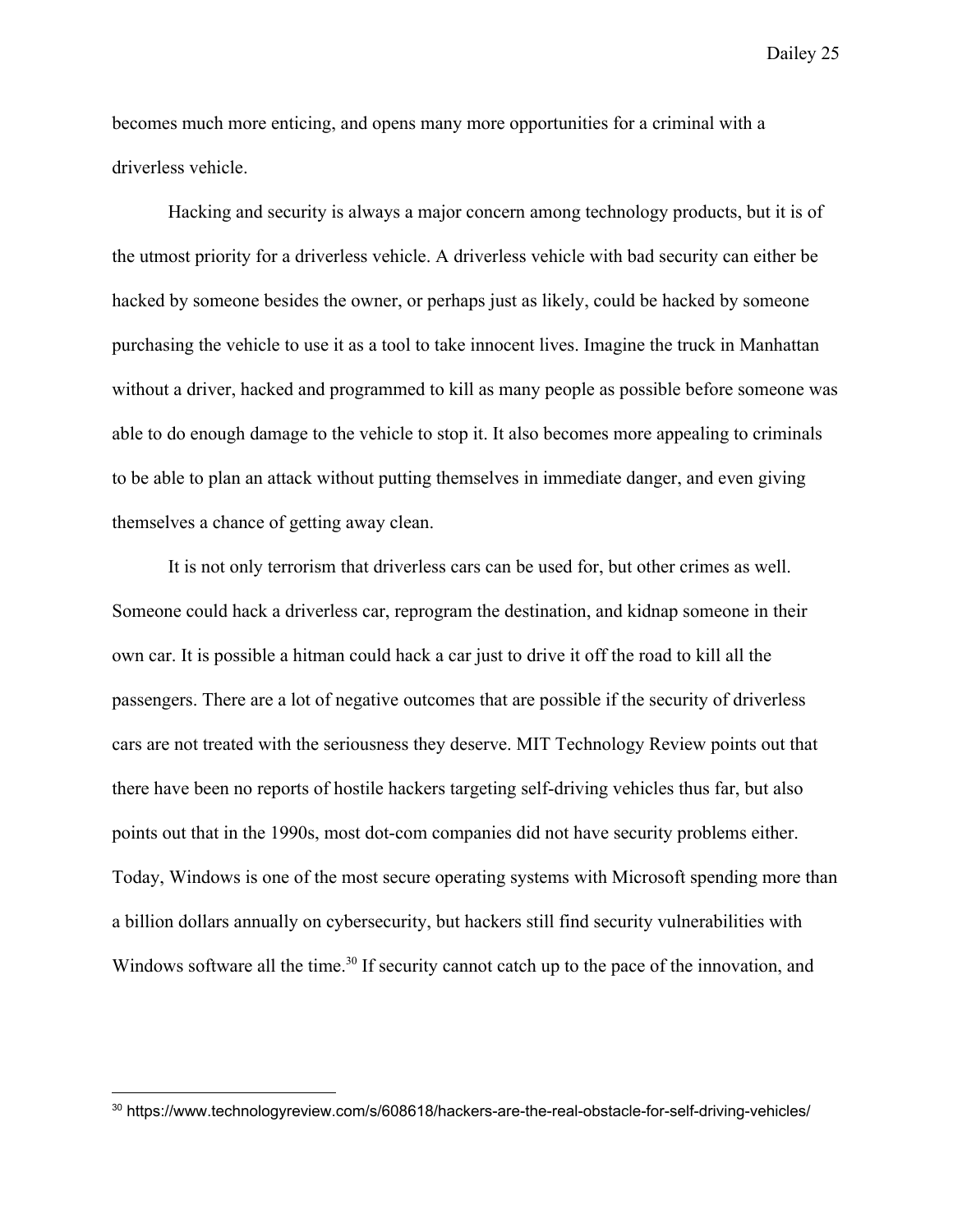becomes much more enticing, and opens many more opportunities for a criminal with a driverless vehicle.

Hacking and security is always a major concern among technology products, but it is of the utmost priority for a driverless vehicle. A driverless vehicle with bad security can either be hacked by someone besides the owner, or perhaps just as likely, could be hacked by someone purchasing the vehicle to use it as a tool to take innocent lives. Imagine the truck in Manhattan without a driver, hacked and programmed to kill as many people as possible before someone was able to do enough damage to the vehicle to stop it. It also becomes more appealing to criminals to be able to plan an attack without putting themselves in immediate danger, and even giving themselves a chance of getting away clean.

It is not only terrorism that driverless cars can be used for, but other crimes as well. Someone could hack a driverless car, reprogram the destination, and kidnap someone in their own car. It is possible a hitman could hack a car just to drive it off the road to kill all the passengers. There are a lot of negative outcomes that are possible if the security of driverless cars are not treated with the seriousness they deserve. MIT Technology Review points out that there have been no reports of hostile hackers targeting self-driving vehicles thus far, but also points out that in the 1990s, most dot-com companies did not have security problems either. Today, Windows is one of the most secure operating systems with Microsoft spending more than a billion dollars annually on cybersecurity, but hackers still find security vulnerabilities with Windows software all the time.[30] If security cannot catch up to the pace of the innovation, and

[30] https://www.technologyreview.com/s/608618/hackers-are-the-real-obstacle-for-self-driving-vehicles/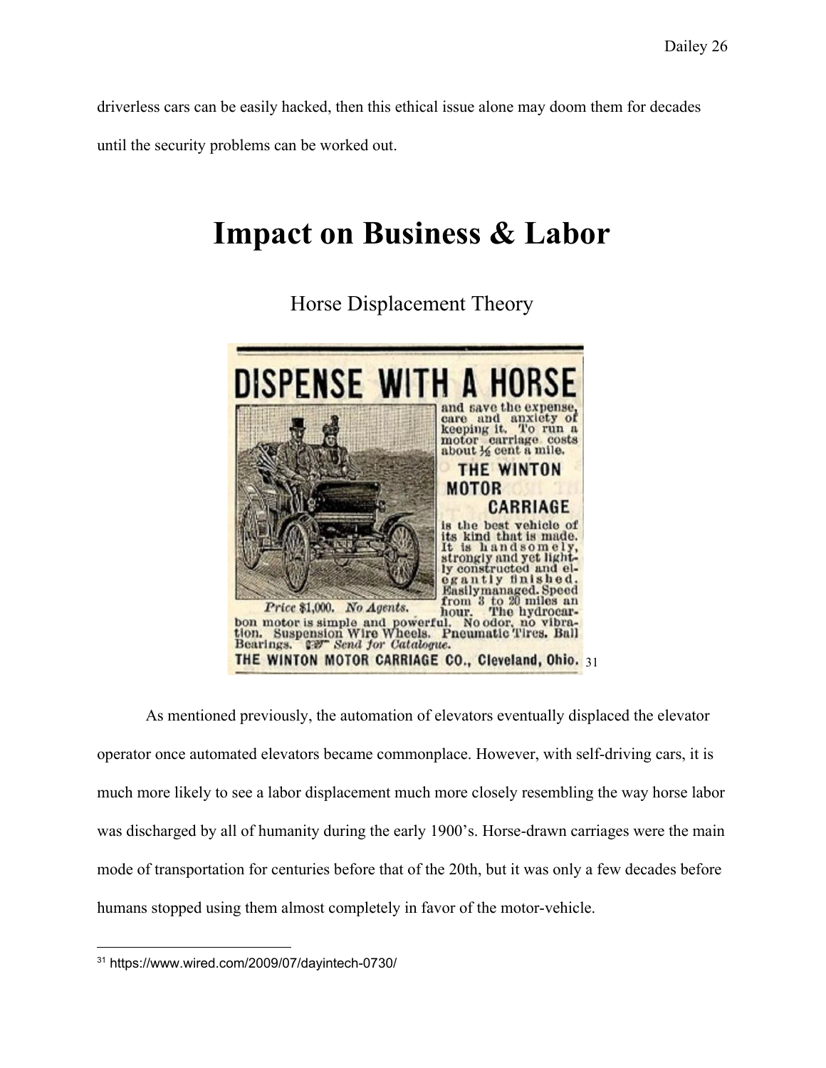driverless cars can be easily hacked, then this ethical issue alone may doom them for decades until the security problems can be worked out.

# Impact on Business & Labor

## Horse Displacement Theory

[31]

As mentioned previously, the automation of elevators eventually displaced the elevator operator once automated elevators became commonplace. However, with self-driving cars, it is much more likely to see a labor displacement much more closely resembling the way horse labor was discharged by all of humanity during the early 1900's. Horse-drawn carriages were the main mode of transportation for centuries before that of the 20th, but it was only a few decades before humans stopped using them almost completely in favor of the motor-vehicle.

---

[31] https://www.wired.com/2009/07/dayintech-0730/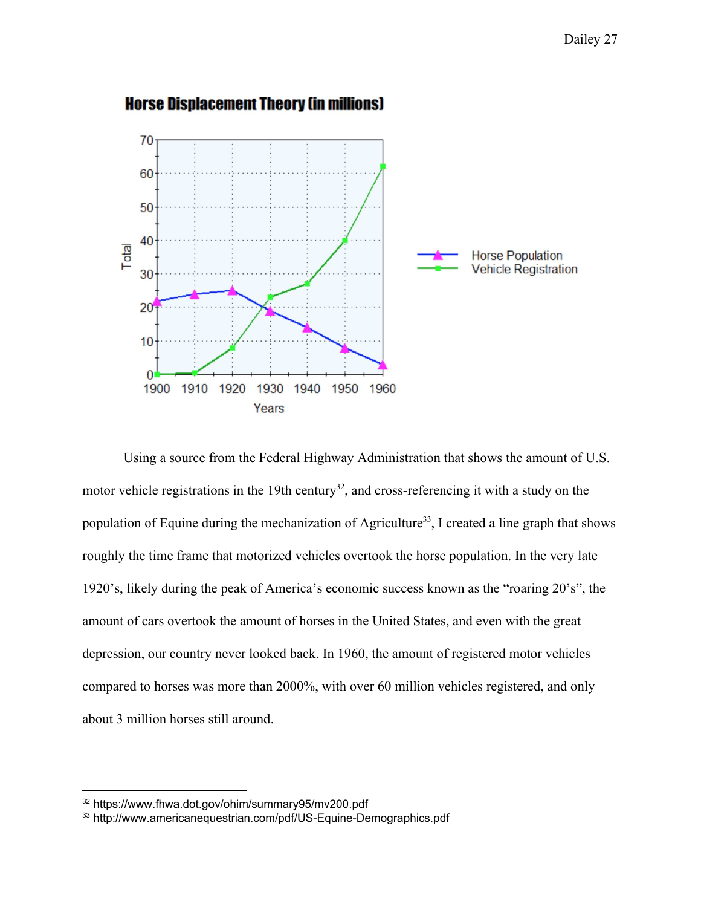Horse Displacement Theory (in millions)

Using a source from the Federal Highway Administration that shows the amount of U.S. motor vehicle registrations in the 19th century[32], and cross-referencing it with a study on the population of Equine during the mechanization of Agriculture[33], I created a line graph that shows roughly the time frame that motorized vehicles overtook the horse population. In the very late 1920's, likely during the peak of America's economic success known as the "roaring 20's", the amount of cars overtook the amount of horses in the United States, and even with the great depression, our country never looked back. In 1960, the amount of registered motor vehicles compared to horses was more than 2000%, with over 60 million vehicles registered, and only about 3 million horses still around.

---

[32] https://www.fhwa.dot.gov/ohim/summary95/mv200.pdf

[33] http://www.americanequestrian.com/pdf/US-Equine-Demographics.pdf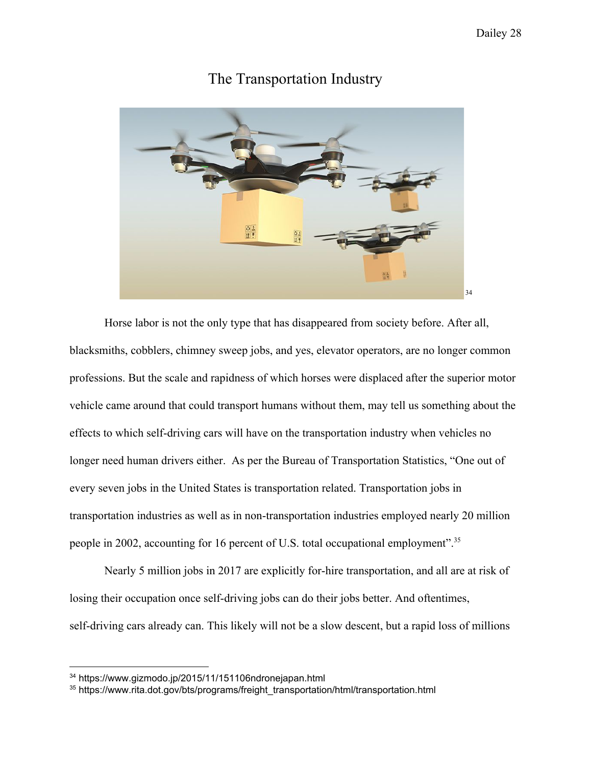# The Transportation Industry

[34]

Horse labor is not the only type that has disappeared from society before. After all, blacksmiths, cobblers, chimney sweep jobs, and yes, elevator operators, are no longer common professions. But the scale and rapidness of which horses were displaced after the superior motor vehicle came around that could transport humans without them, may tell us something about the effects to which self-driving cars will have on the transportation industry when vehicles no longer need human drivers either.  As per the Bureau of Transportation Statistics, "One out of every seven jobs in the United States is transportation related. Transportation jobs in transportation industries as well as in non-transportation industries employed nearly 20 million people in 2002, accounting for 16 percent of U.S. total occupational employment".[35]

Nearly 5 million jobs in 2017 are explicitly for-hire transportation, and all are at risk of losing their occupation once self-driving jobs can do their jobs better. And oftentimes, self-driving cars already can. This likely will not be a slow descent, but a rapid loss of millions

---

[34] https://www.gizmodo.jp/2015/11/151106ndronejapan.html

[35] https://www.rita.dot.gov/bts/programs/freight_transportation/html/transportation.html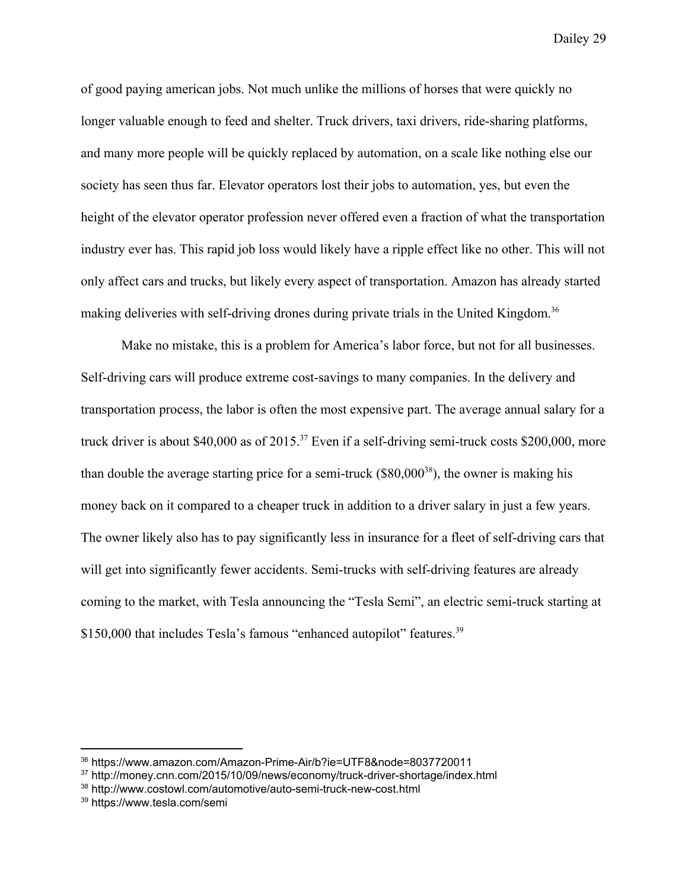of good paying american jobs. Not much unlike the millions of horses that were quickly no longer valuable enough to feed and shelter. Truck drivers, taxi drivers, ride-sharing platforms, and many more people will be quickly replaced by automation, on a scale like nothing else our society has seen thus far. Elevator operators lost their jobs to automation, yes, but even the height of the elevator operator profession never offered even a fraction of what the transportation industry ever has. This rapid job loss would likely have a ripple effect like no other. This will not only affect cars and trucks, but likely every aspect of transportation. Amazon has already started making deliveries with self-driving drones during private trials in the United Kingdom.[36]

Make no mistake, this is a problem for America's labor force, but not for all businesses. Self-driving cars will produce extreme cost-savings to many companies. In the delivery and transportation process, the labor is often the most expensive part. The average annual salary for a truck driver is about $40,000 as of 2015.[37] Even if a self-driving semi-truck costs $200,000, more than double the average starting price for a semi-truck ($80,000[38]), the owner is making his money back on it compared to a cheaper truck in addition to a driver salary in just a few years. The owner likely also has to pay significantly less in insurance for a fleet of self-driving cars that will get into significantly fewer accidents. Semi-trucks with self-driving features are already coming to the market, with Tesla announcing the "Tesla Semi", an electric semi-truck starting at $150,000 that includes Tesla's famous "enhanced autopilot" features.[39]

---

[36] https://www.amazon.com/Amazon-Prime-Air/b?ie=UTF8&node=8037720011

[37] http://money.cnn.com/2015/10/09/news/economy/truck-driver-shortage/index.html

[38] http://www.costowl.com/automotive/auto-semi-truck-new-cost.html

[39] https://www.tesla.com/semi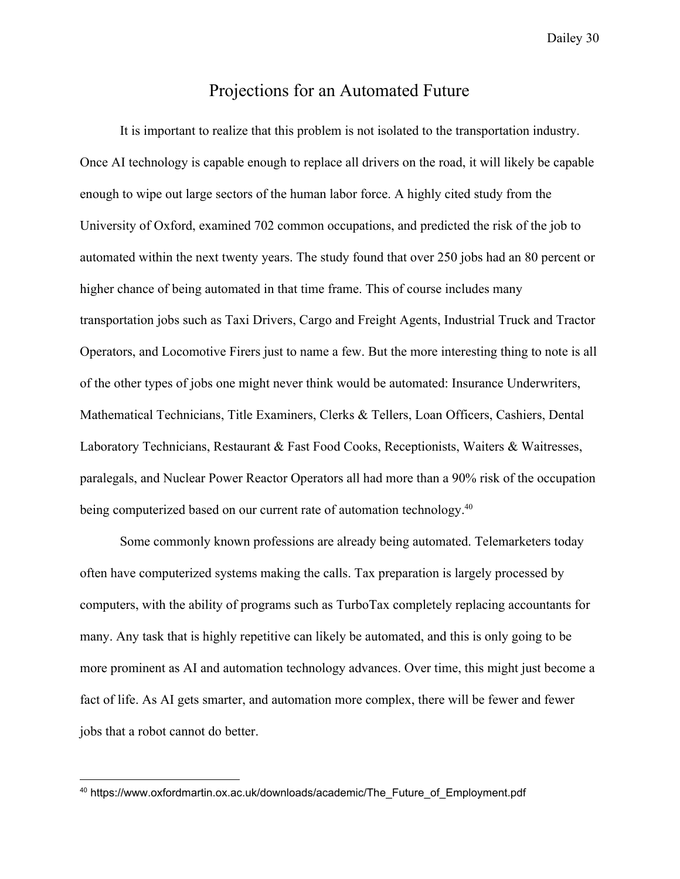# Projections for an Automated Future

It is important to realize that this problem is not isolated to the transportation industry. Once AI technology is capable enough to replace all drivers on the road, it will likely be capable enough to wipe out large sectors of the human labor force. A highly cited study from the University of Oxford, examined 702 common occupations, and predicted the risk of the job to automated within the next twenty years. The study found that over 250 jobs had an 80 percent or higher chance of being automated in that time frame. This of course includes many transportation jobs such as Taxi Drivers, Cargo and Freight Agents, Industrial Truck and Tractor Operators, and Locomotive Firers just to name a few. But the more interesting thing to note is all of the other types of jobs one might never think would be automated: Insurance Underwriters, Mathematical Technicians, Title Examiners, Clerks & Tellers, Loan Officers, Cashiers, Dental Laboratory Technicians, Restaurant & Fast Food Cooks, Receptionists, Waiters & Waitresses, paralegals, and Nuclear Power Reactor Operators all had more than a 90% risk of the occupation being computerized based on our current rate of automation technology.[40]

Some commonly known professions are already being automated. Telemarketers today often have computerized systems making the calls. Tax preparation is largely processed by computers, with the ability of programs such as TurboTax completely replacing accountants for many. Any task that is highly repetitive can likely be automated, and this is only going to be more prominent as AI and automation technology advances. Over time, this might just become a fact of life. As AI gets smarter, and automation more complex, there will be fewer and fewer jobs that a robot cannot do better.

---

[40] https://www.oxfordmartin.ox.ac.uk/downloads/academic/The_Future_of_Employment.pdf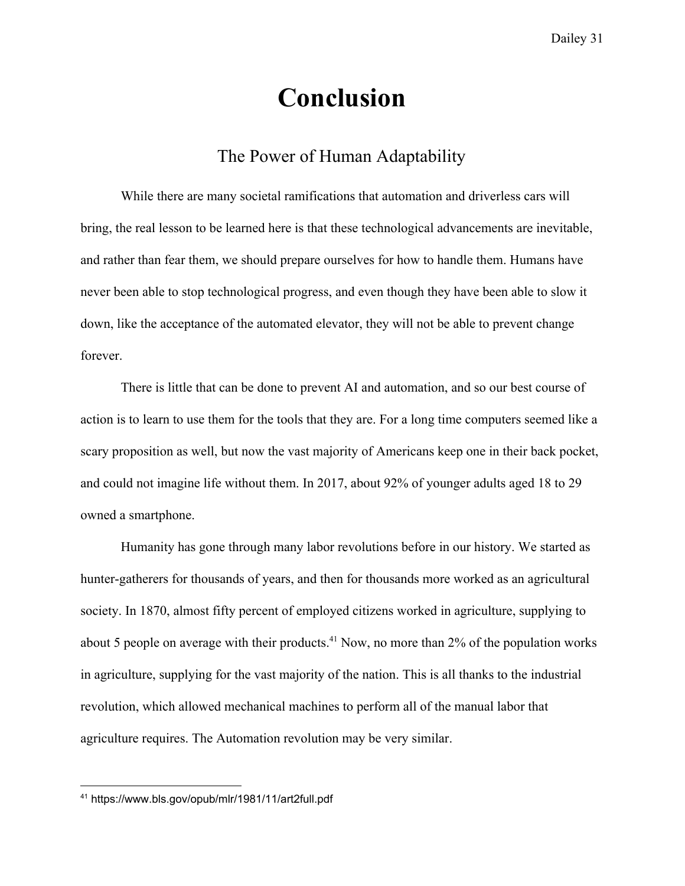# Conclusion

## The Power of Human Adaptability

While there are many societal ramifications that automation and driverless cars will bring, the real lesson to be learned here is that these technological advancements are inevitable, and rather than fear them, we should prepare ourselves for how to handle them. Humans have never been able to stop technological progress, and even though they have been able to slow it down, like the acceptance of the automated elevator, they will not be able to prevent change forever.

There is little that can be done to prevent AI and automation, and so our best course of action is to learn to use them for the tools that they are. For a long time computers seemed like a scary proposition as well, but now the vast majority of Americans keep one in their back pocket, and could not imagine life without them. In 2017, about 92% of younger adults aged 18 to 29 owned a smartphone.

Humanity has gone through many labor revolutions before in our history. We started as hunter-gatherers for thousands of years, and then for thousands more worked as an agricultural society. In 1870, almost fifty percent of employed citizens worked in agriculture, supplying to about 5 people on average with their products.[41] Now, no more than 2% of the population works in agriculture, supplying for the vast majority of the nation. This is all thanks to the industrial revolution, which allowed mechanical machines to perform all of the manual labor that agriculture requires. The Automation revolution may be very similar.

---

[41] https://www.bls.gov/opub/mlr/1981/11/art2full.pdf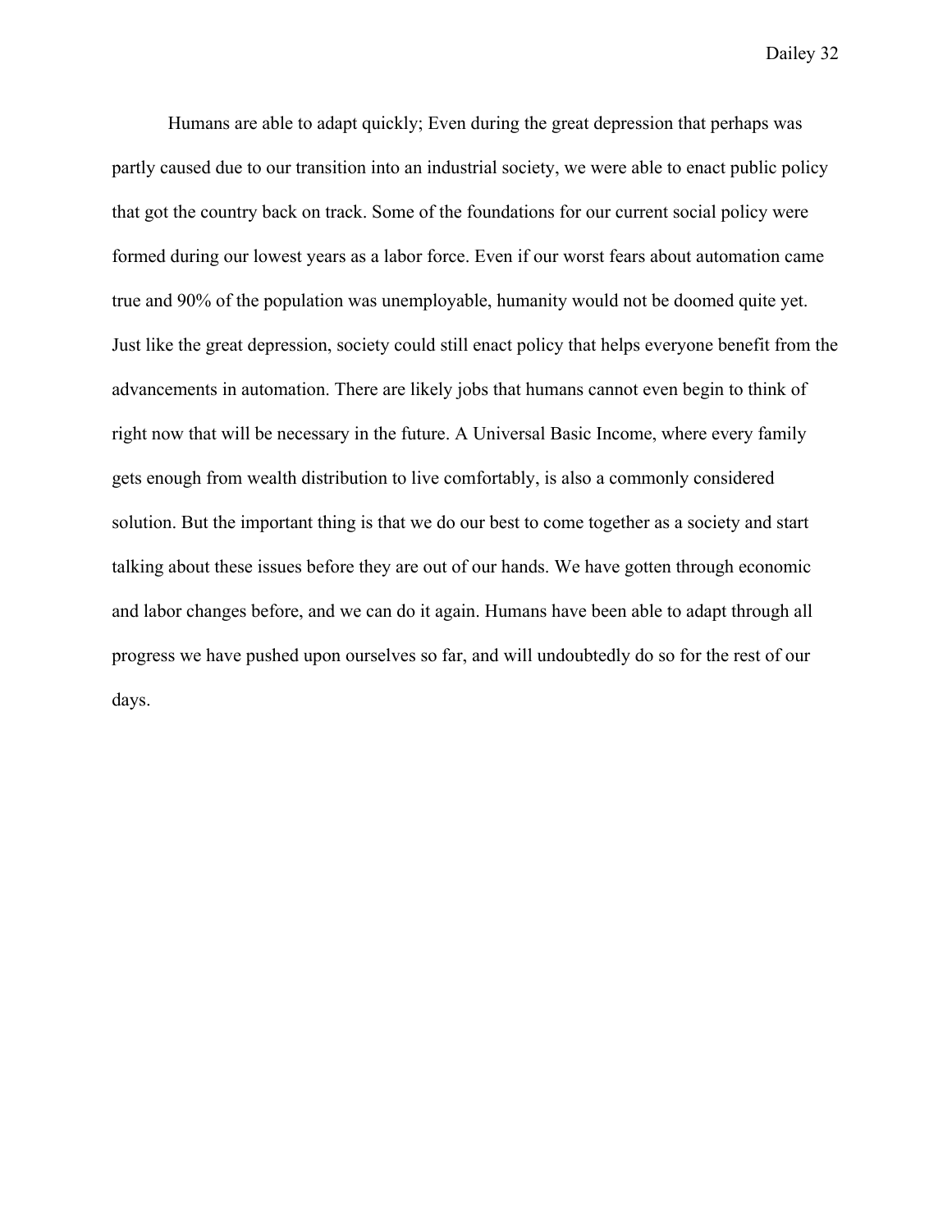Humans are able to adapt quickly; Even during the great depression that perhaps was partly caused due to our transition into an industrial society, we were able to enact public policy that got the country back on track. Some of the foundations for our current social policy were formed during our lowest years as a labor force. Even if our worst fears about automation came true and 90% of the population was unemployable, humanity would not be doomed quite yet. Just like the great depression, society could still enact policy that helps everyone benefit from the advancements in automation. There are likely jobs that humans cannot even begin to think of right now that will be necessary in the future. A Universal Basic Income, where every family gets enough from wealth distribution to live comfortably, is also a commonly considered solution. But the important thing is that we do our best to come together as a society and start talking about these issues before they are out of our hands. We have gotten through economic and labor changes before, and we can do it again. Humans have been able to adapt through all progress we have pushed upon ourselves so far, and will undoubtedly do so for the rest of our days.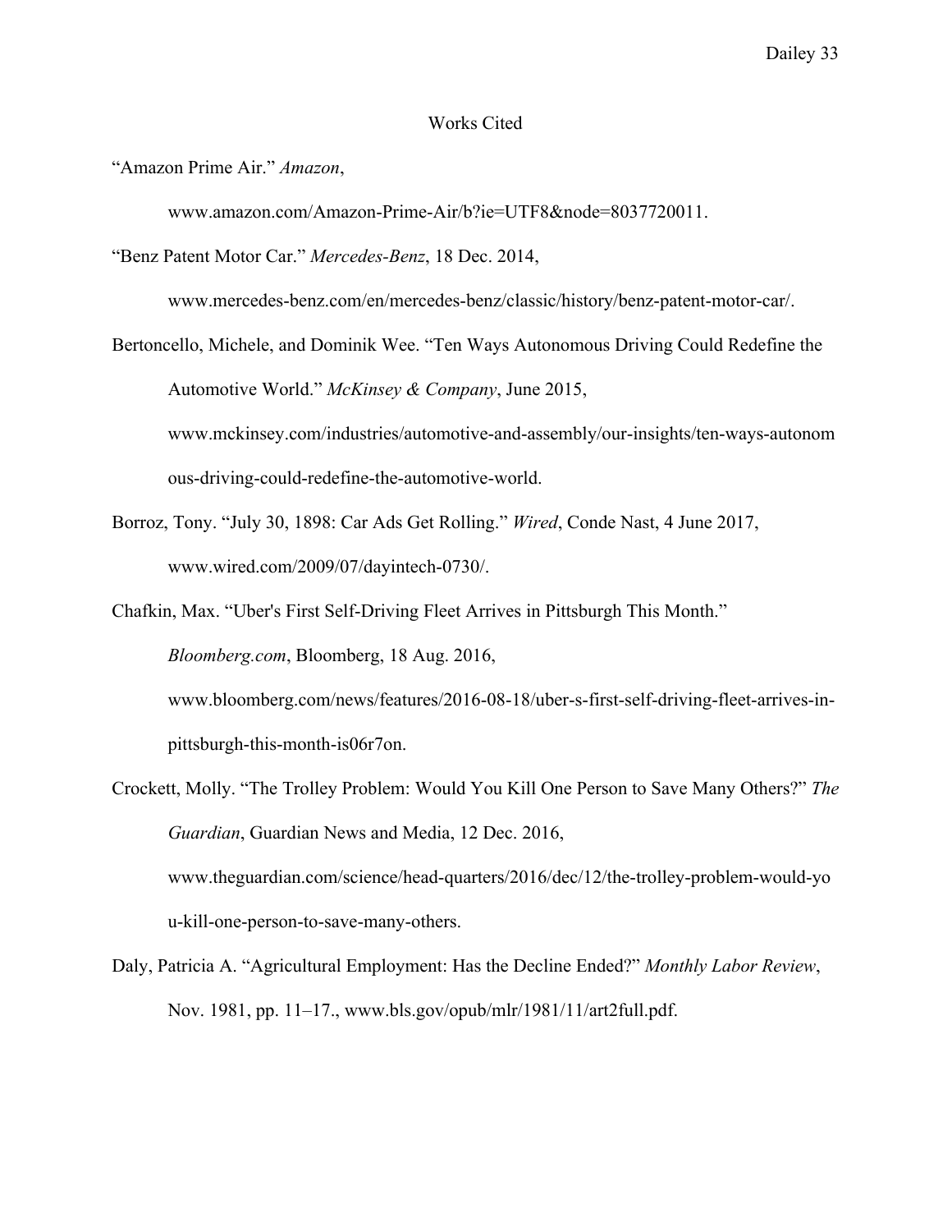# Works Cited

"Amazon Prime Air." *Amazon*, www.amazon.com/Amazon-Prime-Air/b?ie=UTF8&node=8037720011.

"Benz Patent Motor Car." *Mercedes-Benz*, 18 Dec. 2014, www.mercedes-benz.com/en/mercedes-benz/classic/history/benz-patent-motor-car/.

Bertoncello, Michele, and Dominik Wee. "Ten Ways Autonomous Driving Could Redefine the Automotive World." *McKinsey & Company*, June 2015, www.mckinsey.com/industries/automotive-and-assembly/our-insights/ten-ways-autonomous-driving-could-redefine-the-automotive-world.

Borroz, Tony. "July 30, 1898: Car Ads Get Rolling." *Wired*, Conde Nast, 4 June 2017, www.wired.com/2009/07/dayintech-0730/.

Chafkin, Max. "Uber's First Self-Driving Fleet Arrives in Pittsburgh This Month." *Bloomberg.com*, Bloomberg, 18 Aug. 2016, www.bloomberg.com/news/features/2016-08-18/uber-s-first-self-driving-fleet-arrives-in-pittsburgh-this-month-is06r7on.

Crockett, Molly. "The Trolley Problem: Would You Kill One Person to Save Many Others?" *The Guardian*, Guardian News and Media, 12 Dec. 2016, www.theguardian.com/science/head-quarters/2016/dec/12/the-trolley-problem-would-you-kill-one-person-to-save-many-others.

Daly, Patricia A. "Agricultural Employment: Has the Decline Ended?" *Monthly Labor Review*, Nov. 1981, pp. 11–17., www.bls.gov/opub/mlr/1981/11/art2full.pdf.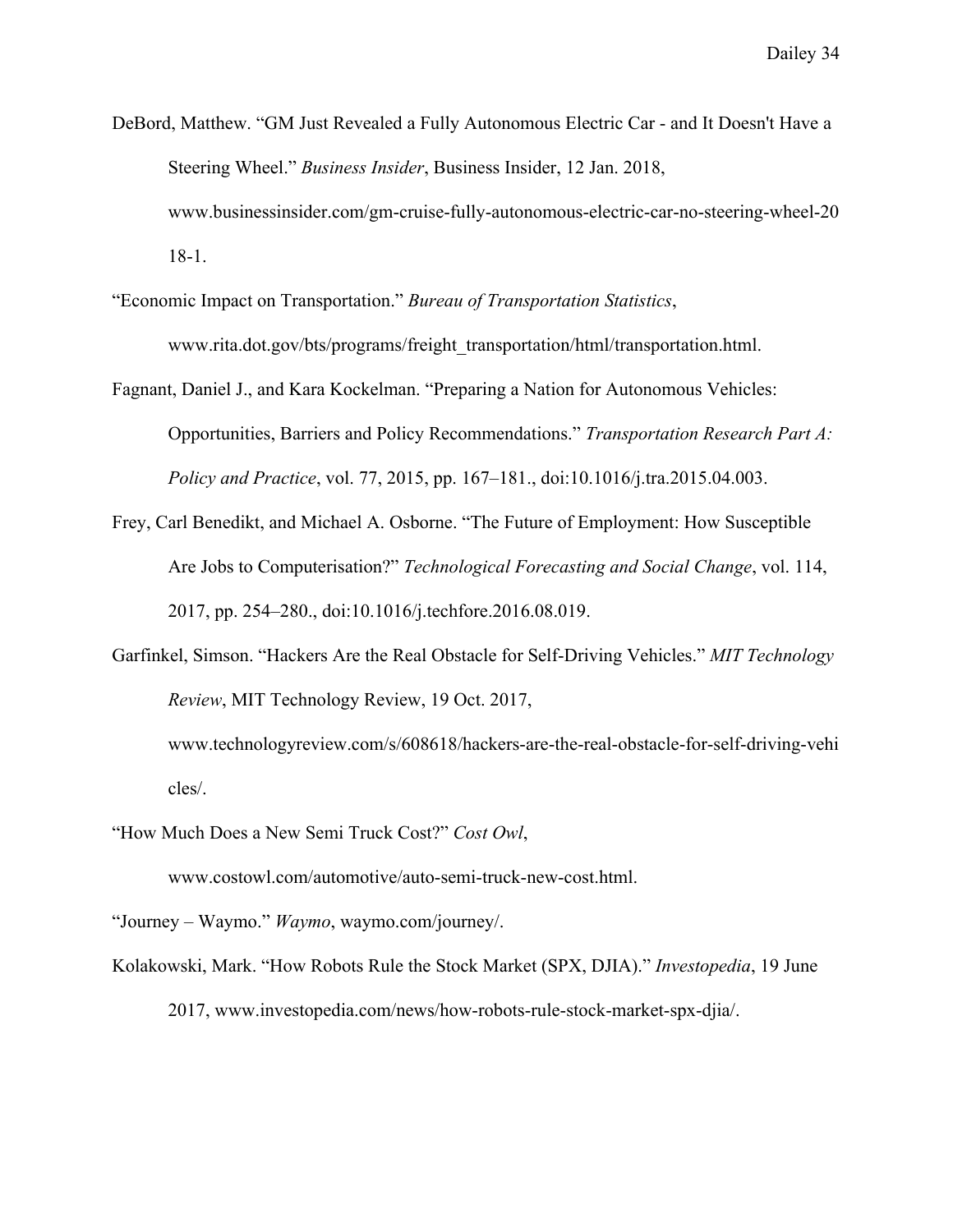DeBord, Matthew. "GM Just Revealed a Fully Autonomous Electric Car - and It Doesn't Have a Steering Wheel." *Business Insider*, Business Insider, 12 Jan. 2018, www.businessinsider.com/gm-cruise-fully-autonomous-electric-car-no-steering-wheel-2018-1.

"Economic Impact on Transportation." *Bureau of Transportation Statistics*, www.rita.dot.gov/bts/programs/freight_transportation/html/transportation.html.

Fagnant, Daniel J., and Kara Kockelman. "Preparing a Nation for Autonomous Vehicles: Opportunities, Barriers and Policy Recommendations." *Transportation Research Part A: Policy and Practice*, vol. 77, 2015, pp. 167–181., doi:10.1016/j.tra.2015.04.003.

Frey, Carl Benedikt, and Michael A. Osborne. "The Future of Employment: How Susceptible Are Jobs to Computerisation?" *Technological Forecasting and Social Change*, vol. 114, 2017, pp. 254–280., doi:10.1016/j.techfore.2016.08.019.

Garfinkel, Simson. "Hackers Are the Real Obstacle for Self-Driving Vehicles." *MIT Technology Review*, MIT Technology Review, 19 Oct. 2017, www.technologyreview.com/s/608618/hackers-are-the-real-obstacle-for-self-driving-vehicles/.

"How Much Does a New Semi Truck Cost?" *Cost Owl*, www.costowl.com/automotive/auto-semi-truck-new-cost.html.

"Journey – Waymo." *Waymo*, waymo.com/journey/.

Kolakowski, Mark. "How Robots Rule the Stock Market (SPX, DJIA)." *Investopedia*, 19 June 2017, www.investopedia.com/news/how-robots-rule-stock-market-spx-djia/.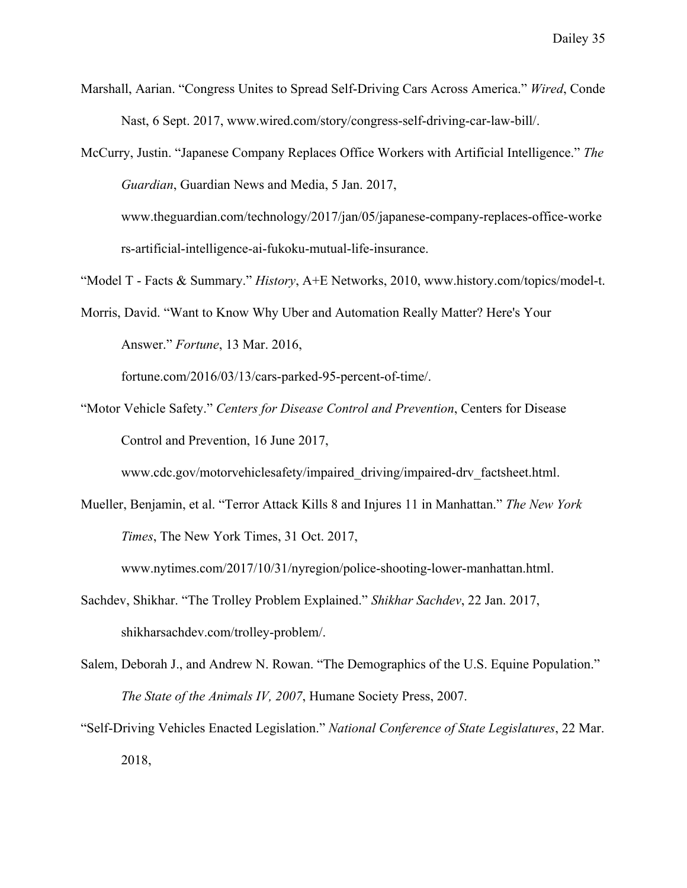Marshall, Aarian. "Congress Unites to Spread Self-Driving Cars Across America." *Wired*, Conde Nast, 6 Sept. 2017, www.wired.com/story/congress-self-driving-car-law-bill/.

McCurry, Justin. "Japanese Company Replaces Office Workers with Artificial Intelligence." *The Guardian*, Guardian News and Media, 5 Jan. 2017, www.theguardian.com/technology/2017/jan/05/japanese-company-replaces-office-workers-artificial-intelligence-ai-fukoku-mutual-life-insurance.

"Model T - Facts & Summary." *History*, A+E Networks, 2010, www.history.com/topics/model-t.

Morris, David. "Want to Know Why Uber and Automation Really Matter? Here's Your Answer." *Fortune*, 13 Mar. 2016, fortune.com/2016/03/13/cars-parked-95-percent-of-time/.

"Motor Vehicle Safety." *Centers for Disease Control and Prevention*, Centers for Disease Control and Prevention, 16 June 2017, www.cdc.gov/motorvehiclesafety/impaired_driving/impaired-drv_factsheet.html.

Mueller, Benjamin, et al. "Terror Attack Kills 8 and Injures 11 in Manhattan." *The New York Times*, The New York Times, 31 Oct. 2017, www.nytimes.com/2017/10/31/nyregion/police-shooting-lower-manhattan.html.

Sachdev, Shikhar. "The Trolley Problem Explained." *Shikhar Sachdev*, 22 Jan. 2017, shikharsachdev.com/trolley-problem/.

Salem, Deborah J., and Andrew N. Rowan. "The Demographics of the U.S. Equine Population." *The State of the Animals IV, 2007*, Humane Society Press, 2007.

"Self-Driving Vehicles Enacted Legislation." *National Conference of State Legislatures*, 22 Mar. 2018,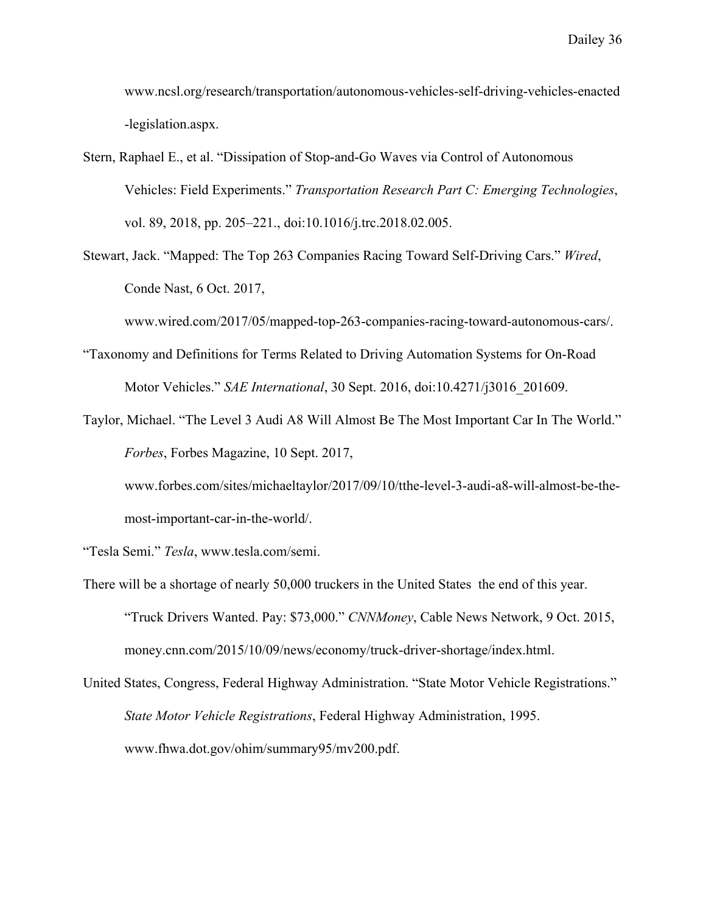www.ncsl.org/research/transportation/autonomous-vehicles-self-driving-vehicles-enacted-legislation.aspx.

Stern, Raphael E., et al. "Dissipation of Stop-and-Go Waves via Control of Autonomous Vehicles: Field Experiments." *Transportation Research Part C: Emerging Technologies*, vol. 89, 2018, pp. 205–221., doi:10.1016/j.trc.2018.02.005.

Stewart, Jack. "Mapped: The Top 263 Companies Racing Toward Self-Driving Cars." *Wired*, Conde Nast, 6 Oct. 2017, www.wired.com/2017/05/mapped-top-263-companies-racing-toward-autonomous-cars/.

"Taxonomy and Definitions for Terms Related to Driving Automation Systems for On-Road Motor Vehicles." *SAE International*, 30 Sept. 2016, doi:10.4271/j3016_201609.

Taylor, Michael. "The Level 3 Audi A8 Will Almost Be The Most Important Car In The World." *Forbes*, Forbes Magazine, 10 Sept. 2017, www.forbes.com/sites/michaeltaylor/2017/09/10/tthe-level-3-audi-a8-will-almost-be-the-most-important-car-in-the-world/.

"Tesla Semi." *Tesla*, www.tesla.com/semi.

There will be a shortage of nearly 50,000 truckers in the United States  the end of this year. "Truck Drivers Wanted. Pay: $73,000." *CNNMoney*, Cable News Network, 9 Oct. 2015, money.cnn.com/2015/10/09/news/economy/truck-driver-shortage/index.html.

United States, Congress, Federal Highway Administration. "State Motor Vehicle Registrations." *State Motor Vehicle Registrations*, Federal Highway Administration, 1995. www.fhwa.dot.gov/ohim/summary95/mv200.pdf.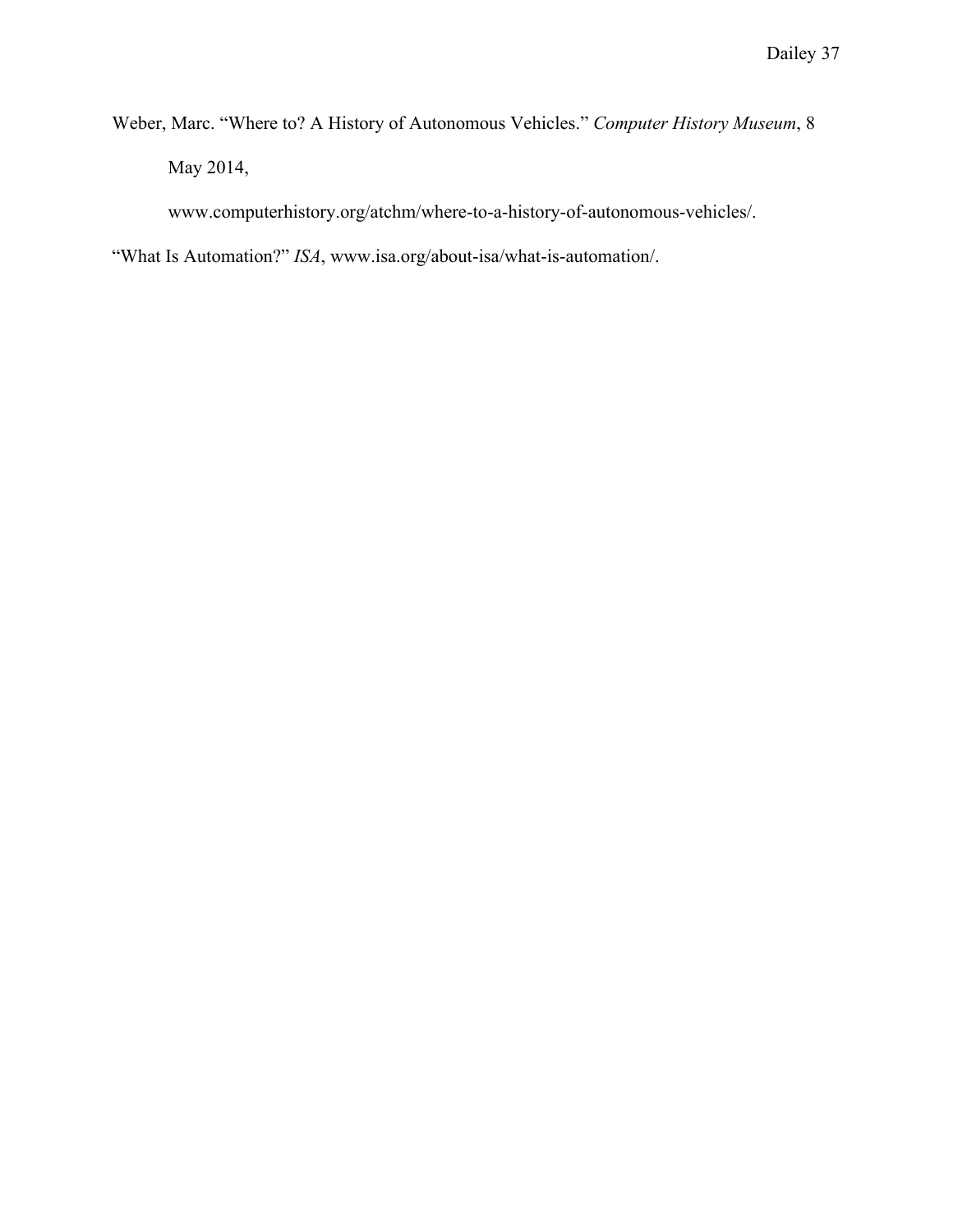Weber, Marc. "Where to? A History of Autonomous Vehicles." *Computer History Museum*, 8 May 2014, www.computerhistory.org/atchm/where-to-a-history-of-autonomous-vehicles/.

"What Is Automation?" *ISA*, www.isa.org/about-isa/what-is-automation/.